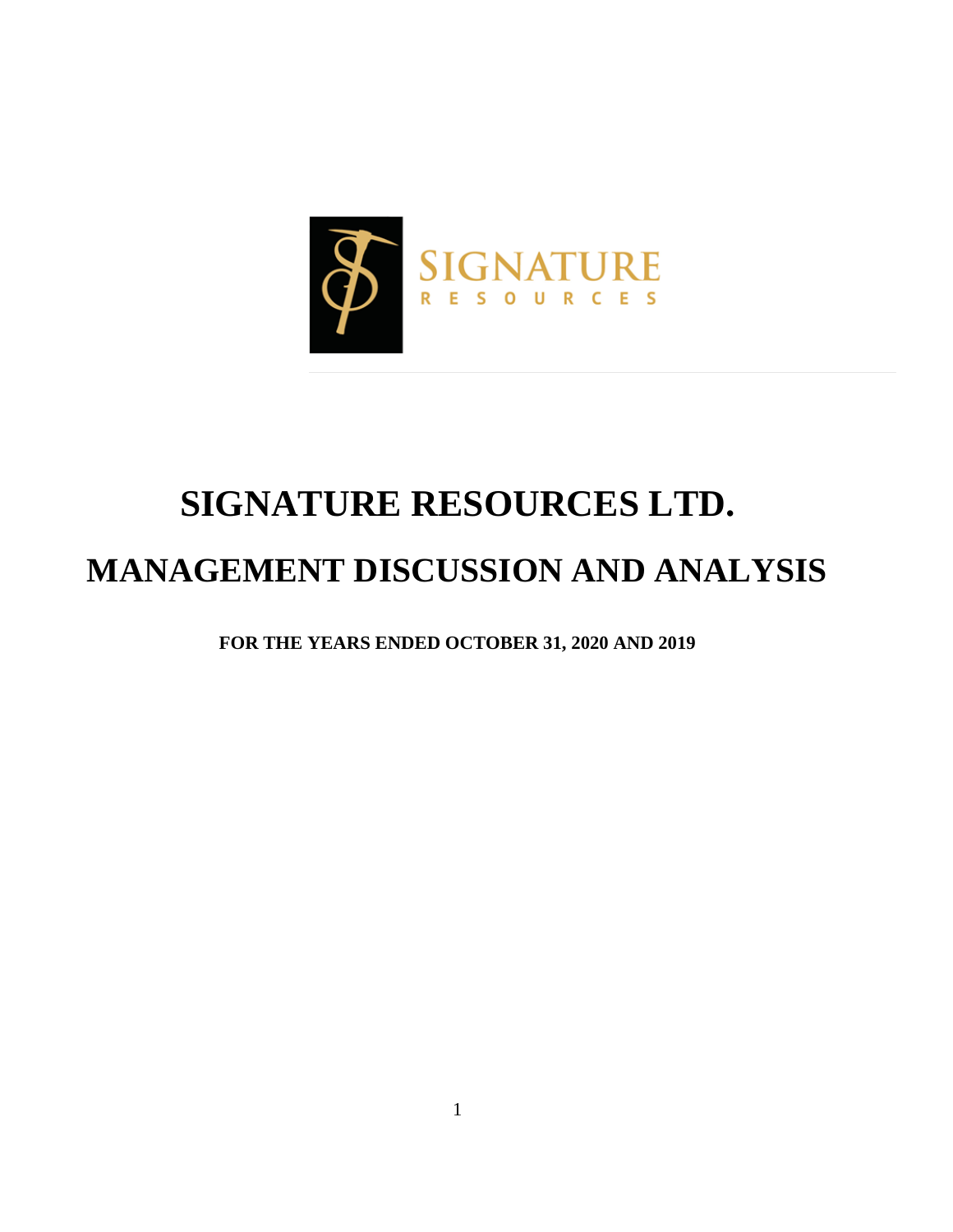# SIGNATURE RESOURCES LTD.

# MANAGEMENT DISCUSSION AND ANALYSIS

**FOR THE YEARS ENDED OCTOBER 31, 2020 AND 2019**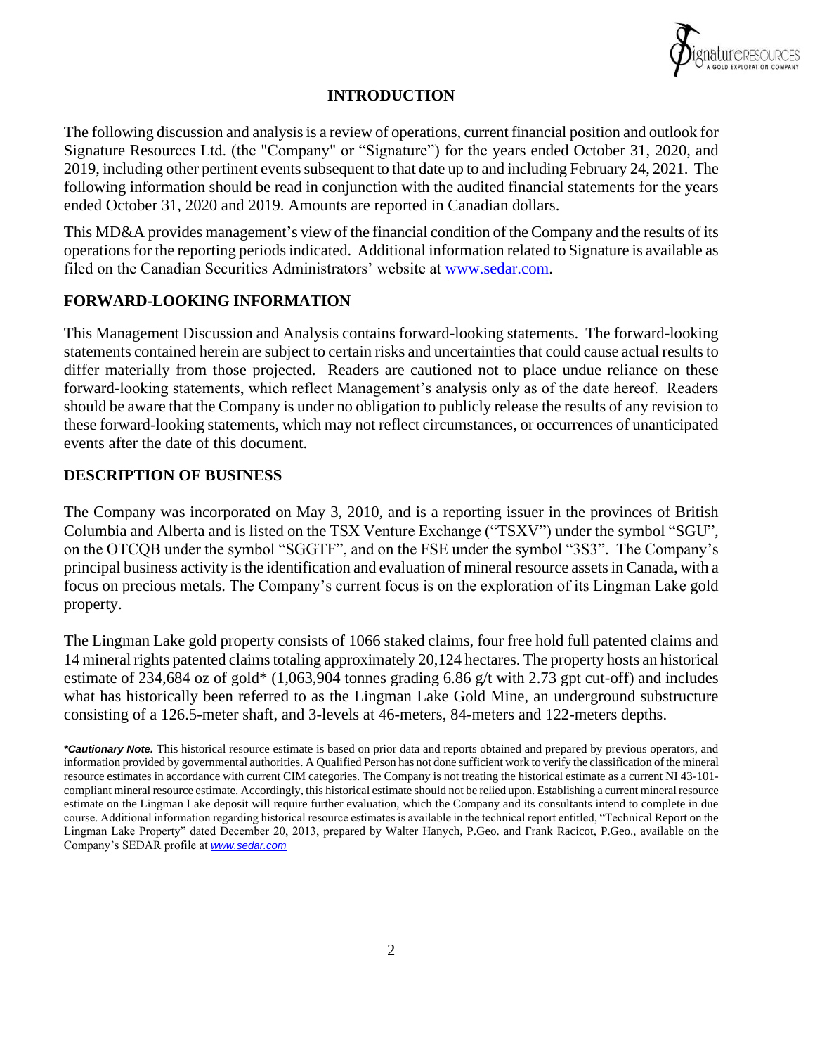## INTRODUCTION

The following discussion and analysis is a review of operations, current financial position and outlook for Signature Resources Ltd. (the "Company" or "Signature") for the years ended October 31, 2020, and 2019, including other pertinent events subsequent to that date up to and including February 24, 2021. The following information should be read in conjunction with the audited financial statements for the years ended October 31, 2020 and 2019. Amounts are reported in Canadian dollars.

This MD&A provides management's view of the financial condition of the Company and the results of its operations for the reporting periods indicated. Additional information related to Signature is available as filed on the Canadian Securities Administrators' website at www.sedar.com.

## FORWARD-LOOKING INFORMATION

This Management Discussion and Analysis contains forward-looking statements. The forward-looking statements contained herein are subject to certain risks and uncertainties that could cause actual results to differ materially from those projected. Readers are cautioned not to place undue reliance on these forward-looking statements, which reflect Management's analysis only as of the date hereof. Readers should be aware that the Company is under no obligation to publicly release the results of any revision to these forward-looking statements, which may not reflect circumstances, or occurrences of unanticipated events after the date of this document.

## DESCRIPTION OF BUSINESS

The Company was incorporated on May 3, 2010, and is a reporting issuer in the provinces of British Columbia and Alberta and is listed on the TSX Venture Exchange ("TSXV") under the symbol "SGU", on the OTCQB under the symbol "SGGTF", and on the FSE under the symbol "3S3". The Company's principal business activity is the identification and evaluation of mineral resource assets in Canada, with a focus on precious metals. The Company's current focus is on the exploration of its Lingman Lake gold property.

The Lingman Lake gold property consists of 1066 staked claims, four free hold full patented claims and 14 mineral rights patented claims totaling approximately 20,124 hectares. The property hosts an historical estimate of 234,684 oz of gold* (1,063,904 tonnes grading 6.86 g/t with 2.73 gpt cut-off) and includes what has historically been referred to as the Lingman Lake Gold Mine, an underground substructure consisting of a 126.5-meter shaft, and 3-levels at 46-meters, 84-meters and 122-meters depths.

***Cautionary Note.*** This historical resource estimate is based on prior data and reports obtained and prepared by previous operators, and information provided by governmental authorities. A Qualified Person has not done sufficient work to verify the classification of the mineral resource estimates in accordance with current CIM categories. The Company is not treating the historical estimate as a current NI 43-101-compliant mineral resource estimate. Accordingly, this historical estimate should not be relied upon. Establishing a current mineral resource estimate on the Lingman Lake deposit will require further evaluation, which the Company and its consultants intend to complete in due course. Additional information regarding historical resource estimates is available in the technical report entitled, "Technical Report on the Lingman Lake Property" dated December 20, 2013, prepared by Walter Hanych, P.Geo. and Frank Racicot, P.Geo., available on the Company's SEDAR profile at *www.sedar.com*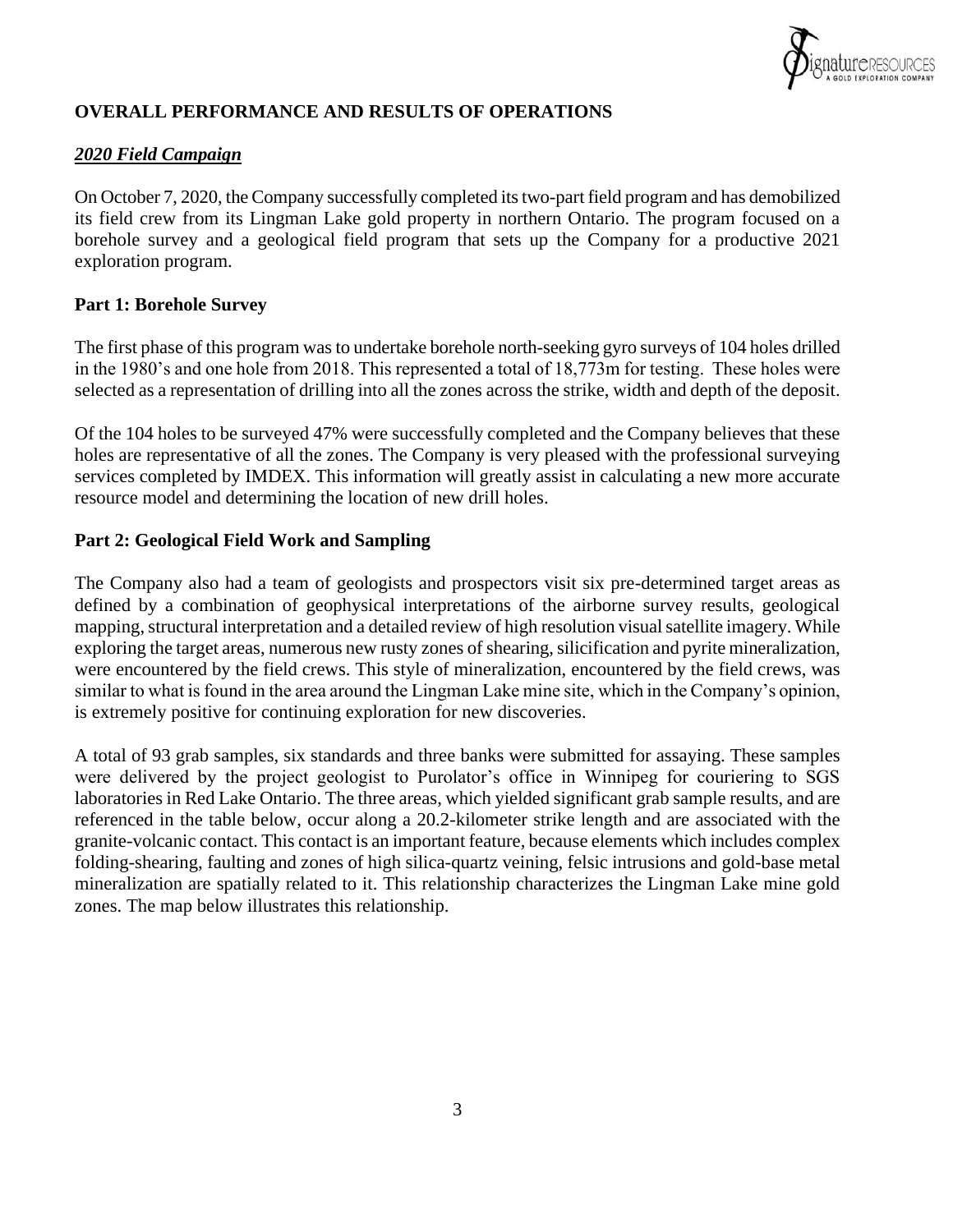## OVERALL PERFORMANCE AND RESULTS OF OPERATIONS

### *2020 Field Campaign*

On October 7, 2020, the Company successfully completed its two-part field program and has demobilized its field crew from its Lingman Lake gold property in northern Ontario. The program focused on a borehole survey and a geological field program that sets up the Company for a productive 2021 exploration program.

### Part 1: Borehole Survey

The first phase of this program was to undertake borehole north-seeking gyro surveys of 104 holes drilled in the 1980's and one hole from 2018. This represented a total of 18,773m for testing. These holes were selected as a representation of drilling into all the zones across the strike, width and depth of the deposit.

Of the 104 holes to be surveyed 47% were successfully completed and the Company believes that these holes are representative of all the zones. The Company is very pleased with the professional surveying services completed by IMDEX. This information will greatly assist in calculating a new more accurate resource model and determining the location of new drill holes.

### Part 2: Geological Field Work and Sampling

The Company also had a team of geologists and prospectors visit six pre-determined target areas as defined by a combination of geophysical interpretations of the airborne survey results, geological mapping, structural interpretation and a detailed review of high resolution visual satellite imagery. While exploring the target areas, numerous new rusty zones of shearing, silicification and pyrite mineralization, were encountered by the field crews. This style of mineralization, encountered by the field crews, was similar to what is found in the area around the Lingman Lake mine site, which in the Company's opinion, is extremely positive for continuing exploration for new discoveries.

A total of 93 grab samples, six standards and three banks were submitted for assaying. These samples were delivered by the project geologist to Purolator's office in Winnipeg for couriering to SGS laboratories in Red Lake Ontario. The three areas, which yielded significant grab sample results, and are referenced in the table below, occur along a 20.2-kilometer strike length and are associated with the granite-volcanic contact. This contact is an important feature, because elements which includes complex folding-shearing, faulting and zones of high silica-quartz veining, felsic intrusions and gold-base metal mineralization are spatially related to it. This relationship characterizes the Lingman Lake mine gold zones. The map below illustrates this relationship.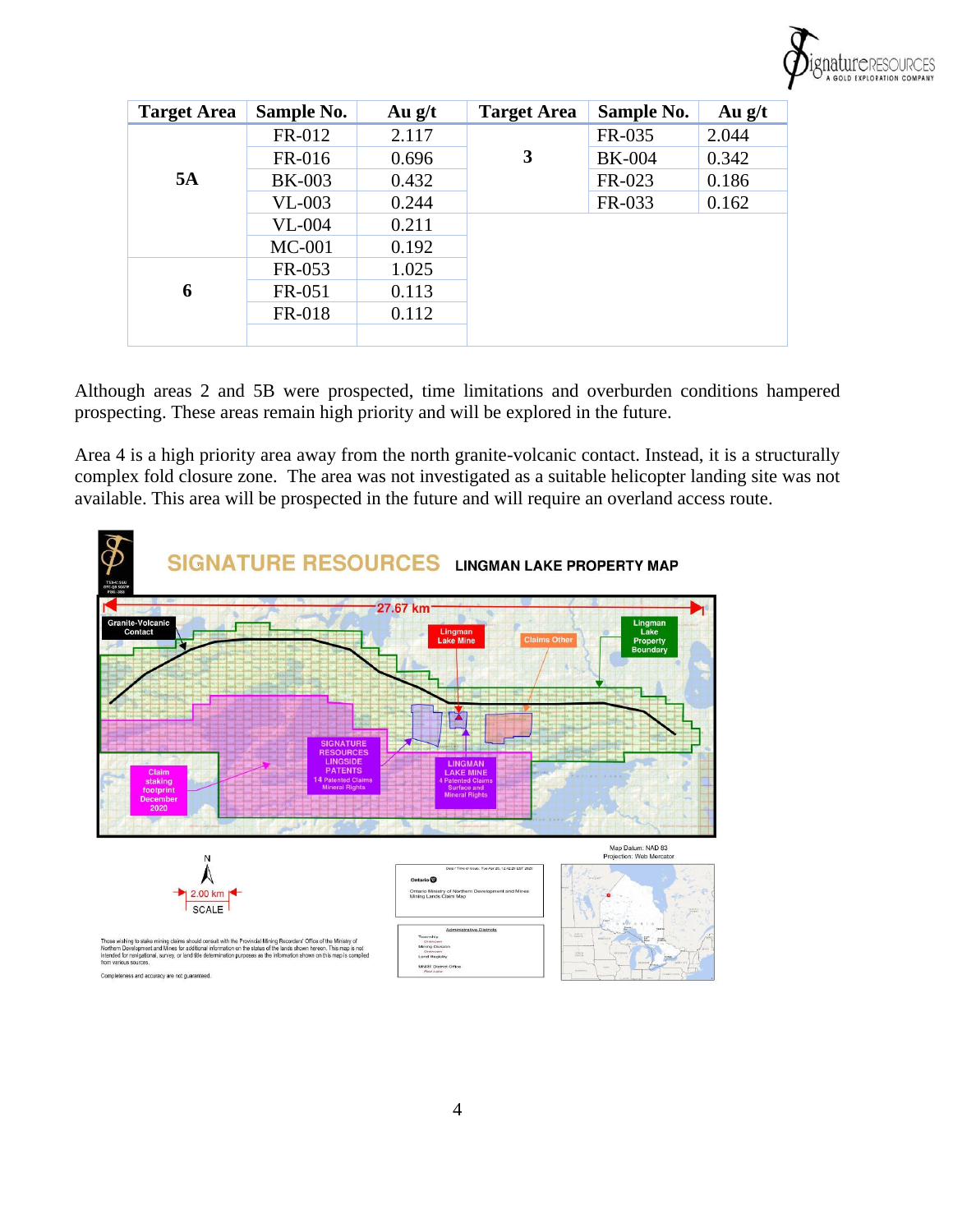| Target Area | Sample No. | Au g/t | Target Area | Sample No. | Au g/t |
|---|---|---|---|---|---|
| 5A | FR-012 | 2.117 | 3 | FR-035 | 2.044 |
| | FR-016 | 0.696 | | BK-004 | 0.342 |
| | BK-003 | 0.432 | | FR-023 | 0.186 |
| | VL-003 | 0.244 | | FR-033 | 0.162 |
| | VL-004 | 0.211 | | | |
| | MC-001 | 0.192 | | | |
| 6 | FR-053 | 1.025 | | | |
| | FR-051 | 0.113 | | | |
| | FR-018 | 0.112 | | | |
| | | | | | |

Although areas 2 and 5B were prospected, time limitations and overburden conditions hampered prospecting. These areas remain high priority and will be explored in the future.

Area 4 is a high priority area away from the north granite-volcanic contact. Instead, it is a structurally complex fold closure zone. The area was not investigated as a suitable helicopter landing site was not available. This area will be prospected in the future and will require an overland access route.

**SIGNATURE RESOURCES LINGMAN LAKE PROPERTY MAP**

27.67 km

Granite-Volcanic Contact

Lingman Lake Mine

Claims Other

Lingman Lake Property Boundary

SIGNATURE RESOURCES LINGSIDE PATENTS 14 Patented Claims Mineral Rights

LINGMAN LAKE MINE 4 Patented Claims Surface and Mineral Rights

Claim staking footprint December 2020

2.00 km SCALE

Map Datum: NAD 83
Projection: Web Mercator

Ontario Ministry of Northern Development and Mines Mining Lands Claim Map

Those wishing to stake mining claims should consult with the Provincial Mining Recorders' Office of the Ministry of Northern Development and Mines for additional information on the status of the lands shown hereon. This map is not intended for navigational, survey, or land title determination purposes as the information shown on this map is compiled from various sources.

Completeness and accuracy are not guaranteed.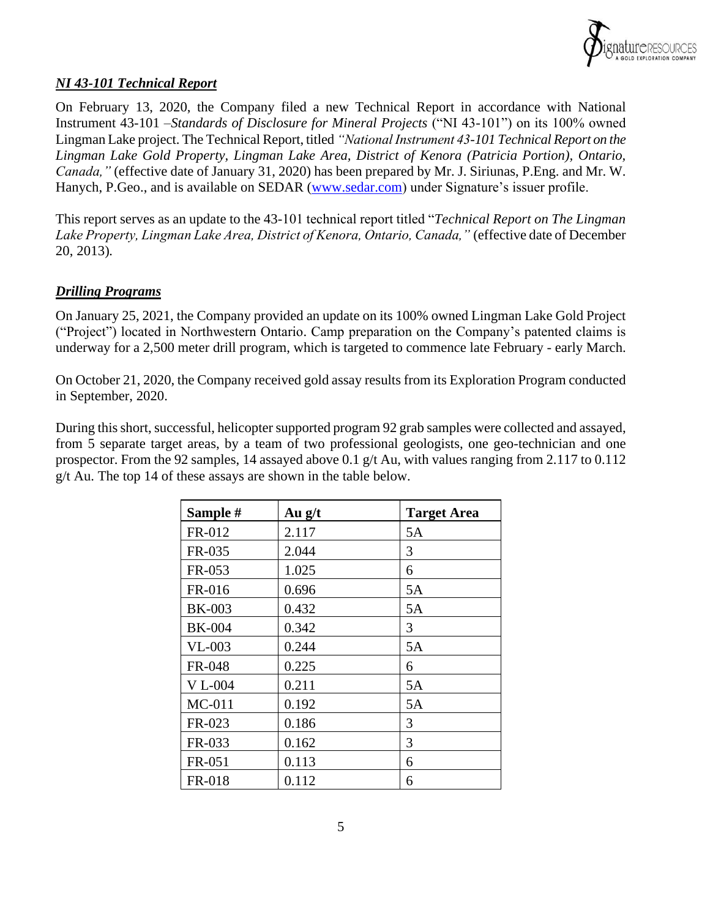### *NI 43-101 Technical Report*

On February 13, 2020, the Company filed a new Technical Report in accordance with National Instrument 43-101 –*Standards of Disclosure for Mineral Projects* ("NI 43-101") on its 100% owned Lingman Lake project. The Technical Report, titled *"National Instrument 43-101 Technical Report on the Lingman Lake Gold Property, Lingman Lake Area, District of Kenora (Patricia Portion), Ontario, Canada,"* (effective date of January 31, 2020) has been prepared by Mr. J. Siriunas, P.Eng. and Mr. W. Hanych, P.Geo., and is available on SEDAR (www.sedar.com) under Signature's issuer profile.

This report serves as an update to the 43-101 technical report titled "*Technical Report on The Lingman Lake Property, Lingman Lake Area, District of Kenora, Ontario, Canada,"* (effective date of December 20, 2013).

### *Drilling Programs*

On January 25, 2021, the Company provided an update on its 100% owned Lingman Lake Gold Project ("Project") located in Northwestern Ontario. Camp preparation on the Company's patented claims is underway for a 2,500 meter drill program, which is targeted to commence late February - early March.

On October 21, 2020, the Company received gold assay results from its Exploration Program conducted in September, 2020.

During this short, successful, helicopter supported program 92 grab samples were collected and assayed, from 5 separate target areas, by a team of two professional geologists, one geo-technician and one prospector. From the 92 samples, 14 assayed above 0.1 g/t Au, with values ranging from 2.117 to 0.112 g/t Au. The top 14 of these assays are shown in the table below.

| Sample # | Au g/t | Target Area |
|---|---|---|
| FR-012 | 2.117 | 5A |
| FR-035 | 2.044 | 3 |
| FR-053 | 1.025 | 6 |
| FR-016 | 0.696 | 5A |
| BK-003 | 0.432 | 5A |
| BK-004 | 0.342 | 3 |
| VL-003 | 0.244 | 5A |
| FR-048 | 0.225 | 6 |
| V L-004 | 0.211 | 5A |
| MC-011 | 0.192 | 5A |
| FR-023 | 0.186 | 3 |
| FR-033 | 0.162 | 3 |
| FR-051 | 0.113 | 6 |
| FR-018 | 0.112 | 6 |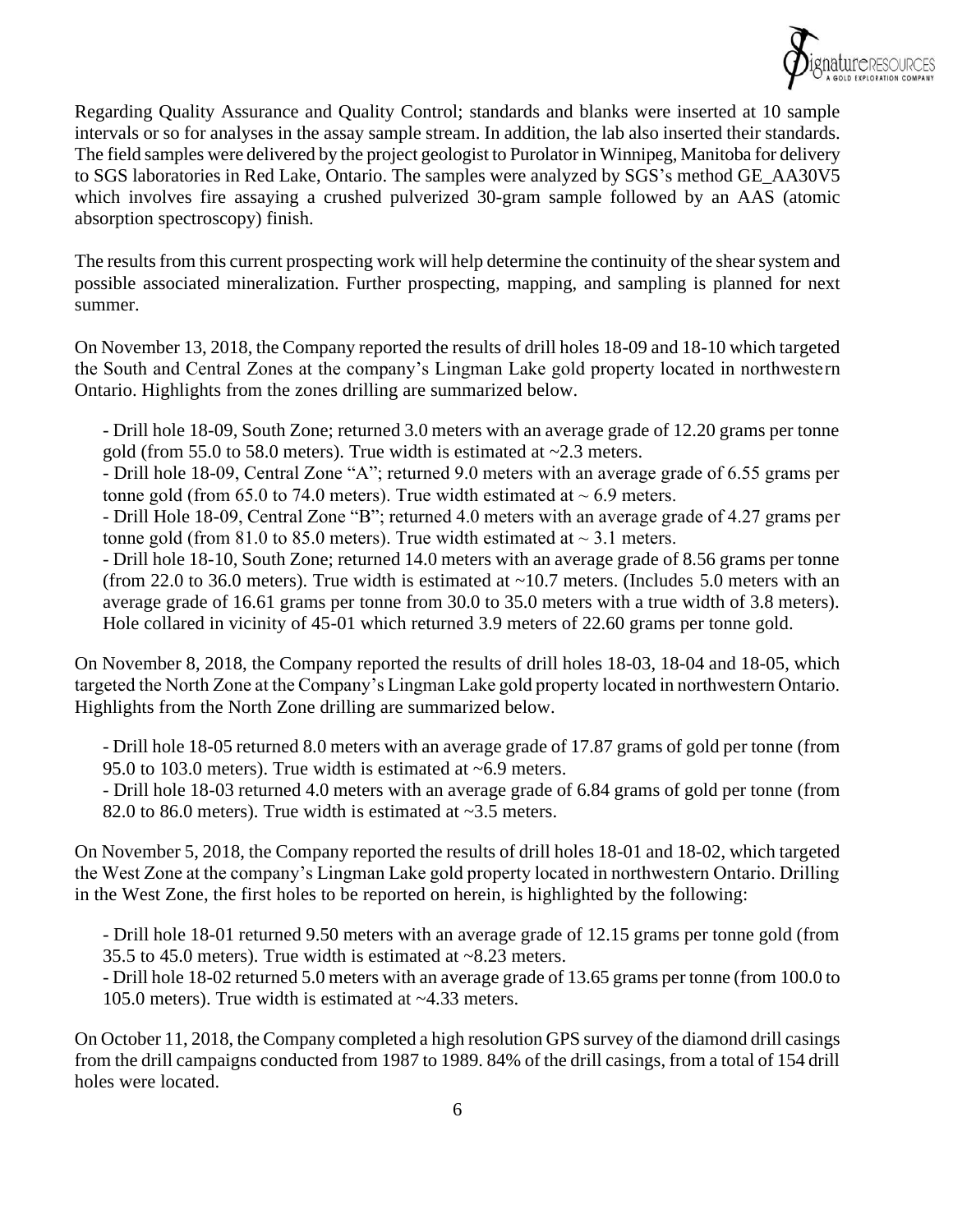Regarding Quality Assurance and Quality Control; standards and blanks were inserted at 10 sample intervals or so for analyses in the assay sample stream. In addition, the lab also inserted their standards. The field samples were delivered by the project geologist to Purolator in Winnipeg, Manitoba for delivery to SGS laboratories in Red Lake, Ontario. The samples were analyzed by SGS's method GE_AA30V5 which involves fire assaying a crushed pulverized 30-gram sample followed by an AAS (atomic absorption spectroscopy) finish.

The results from this current prospecting work will help determine the continuity of the shear system and possible associated mineralization. Further prospecting, mapping, and sampling is planned for next summer.

On November 13, 2018, the Company reported the results of drill holes 18-09 and 18-10 which targeted the South and Central Zones at the company's Lingman Lake gold property located in northwestern Ontario. Highlights from the zones drilling are summarized below.

- Drill hole 18-09, South Zone; returned 3.0 meters with an average grade of 12.20 grams per tonne gold (from 55.0 to 58.0 meters). True width is estimated at ~2.3 meters.
- Drill hole 18-09, Central Zone "A"; returned 9.0 meters with an average grade of 6.55 grams per tonne gold (from 65.0 to 74.0 meters). True width estimated at ~ 6.9 meters.
- Drill Hole 18-09, Central Zone "B"; returned 4.0 meters with an average grade of 4.27 grams per tonne gold (from 81.0 to 85.0 meters). True width estimated at ~ 3.1 meters.
- Drill hole 18-10, South Zone; returned 14.0 meters with an average grade of 8.56 grams per tonne (from 22.0 to 36.0 meters). True width is estimated at ~10.7 meters. (Includes 5.0 meters with an average grade of 16.61 grams per tonne from 30.0 to 35.0 meters with a true width of 3.8 meters). Hole collared in vicinity of 45-01 which returned 3.9 meters of 22.60 grams per tonne gold.

On November 8, 2018, the Company reported the results of drill holes 18-03, 18-04 and 18-05, which targeted the North Zone at the Company's Lingman Lake gold property located in northwestern Ontario. Highlights from the North Zone drilling are summarized below.

- Drill hole 18-05 returned 8.0 meters with an average grade of 17.87 grams of gold per tonne (from 95.0 to 103.0 meters). True width is estimated at ~6.9 meters.
- Drill hole 18-03 returned 4.0 meters with an average grade of 6.84 grams of gold per tonne (from 82.0 to 86.0 meters). True width is estimated at ~3.5 meters.

On November 5, 2018, the Company reported the results of drill holes 18-01 and 18-02, which targeted the West Zone at the company's Lingman Lake gold property located in northwestern Ontario. Drilling in the West Zone, the first holes to be reported on herein, is highlighted by the following:

- Drill hole 18-01 returned 9.50 meters with an average grade of 12.15 grams per tonne gold (from 35.5 to 45.0 meters). True width is estimated at ~8.23 meters.
- Drill hole 18-02 returned 5.0 meters with an average grade of 13.65 grams per tonne (from 100.0 to 105.0 meters). True width is estimated at ~4.33 meters.

On October 11, 2018, the Company completed a high resolution GPS survey of the diamond drill casings from the drill campaigns conducted from 1987 to 1989. 84% of the drill casings, from a total of 154 drill holes were located.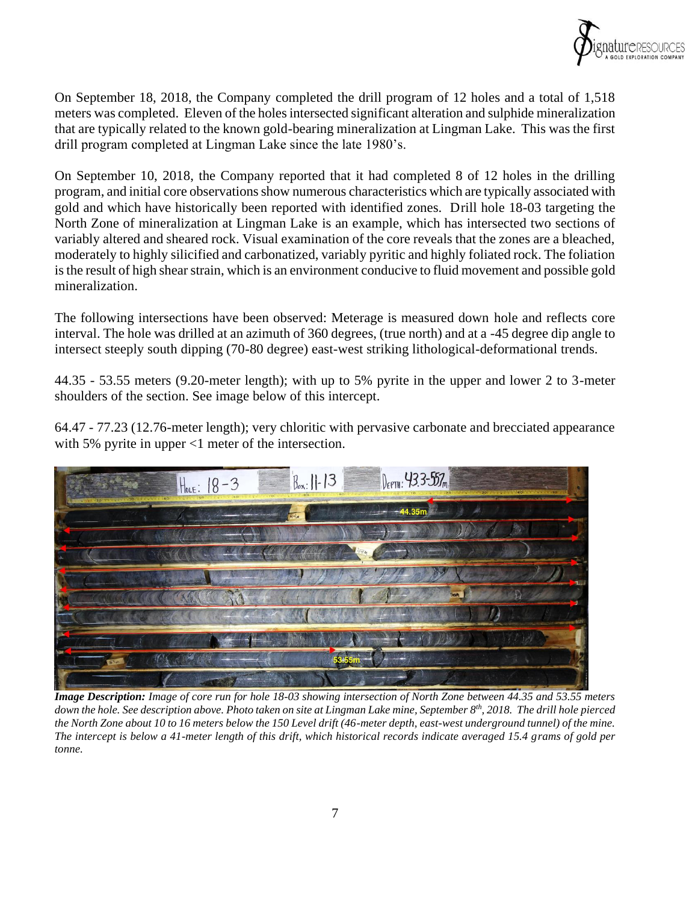On September 18, 2018, the Company completed the drill program of 12 holes and a total of 1,518 meters was completed. Eleven of the holes intersected significant alteration and sulphide mineralization that are typically related to the known gold-bearing mineralization at Lingman Lake. This was the first drill program completed at Lingman Lake since the late 1980's.

On September 10, 2018, the Company reported that it had completed 8 of 12 holes in the drilling program, and initial core observations show numerous characteristics which are typically associated with gold and which have historically been reported with identified zones. Drill hole 18-03 targeting the North Zone of mineralization at Lingman Lake is an example, which has intersected two sections of variably altered and sheared rock. Visual examination of the core reveals that the zones are a bleached, moderately to highly silicified and carbonatized, variably pyritic and highly foliated rock. The foliation is the result of high shear strain, which is an environment conducive to fluid movement and possible gold mineralization.

The following intersections have been observed: Meterage is measured down hole and reflects core interval. The hole was drilled at an azimuth of 360 degrees, (true north) and at a -45 degree dip angle to intersect steeply south dipping (70-80 degree) east-west striking lithological-deformational trends.

44.35 - 53.55 meters (9.20-meter length); with up to 5% pyrite in the upper and lower 2 to 3-meter shoulders of the section. See image below of this intercept.

64.47 - 77.23 (12.76-meter length); very chloritic with pervasive carbonate and brecciated appearance with 5% pyrite in upper <1 meter of the intersection.

***Image Description:*** *Image of core run for hole 18-03 showing intersection of North Zone between 44.35 and 53.55 meters down the hole. See description above. Photo taken on site at Lingman Lake mine, September 8th, 2018. The drill hole pierced the North Zone about 10 to 16 meters below the 150 Level drift (46-meter depth, east-west underground tunnel) of the mine. The intercept is below a 41-meter length of this drift, which historical records indicate averaged 15.4 grams of gold per tonne.*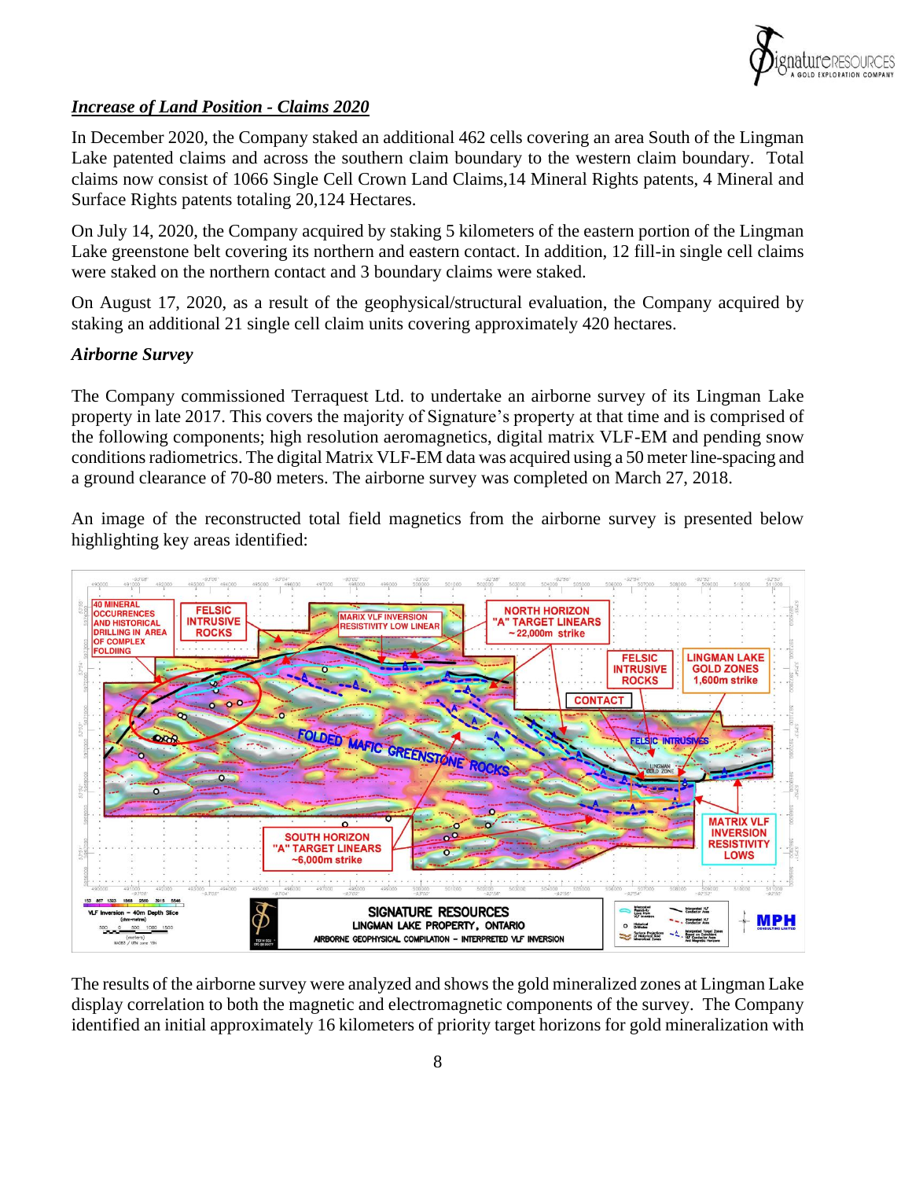## *Increase of Land Position - Claims 2020*

In December 2020, the Company staked an additional 462 cells covering an area South of the Lingman Lake patented claims and across the southern claim boundary to the western claim boundary. Total claims now consist of 1066 Single Cell Crown Land Claims,14 Mineral Rights patents, 4 Mineral and Surface Rights patents totaling 20,124 Hectares.

On July 14, 2020, the Company acquired by staking 5 kilometers of the eastern portion of the Lingman Lake greenstone belt covering its northern and eastern contact. In addition, 12 fill-in single cell claims were staked on the northern contact and 3 boundary claims were staked.

On August 17, 2020, as a result of the geophysical/structural evaluation, the Company acquired by staking an additional 21 single cell claim units covering approximately 420 hectares.

### *Airborne Survey*

The Company commissioned Terraquest Ltd. to undertake an airborne survey of its Lingman Lake property in late 2017. This covers the majority of Signature's property at that time and is comprised of the following components; high resolution aeromagnetics, digital matrix VLF-EM and pending snow conditions radiometrics. The digital Matrix VLF-EM data was acquired using a 50 meter line-spacing and a ground clearance of 70-80 meters. The airborne survey was completed on March 27, 2018.

An image of the reconstructed total field magnetics from the airborne survey is presented below highlighting key areas identified:

The results of the airborne survey were analyzed and shows the gold mineralized zones at Lingman Lake display correlation to both the magnetic and electromagnetic components of the survey. The Company identified an initial approximately 16 kilometers of priority target horizons for gold mineralization with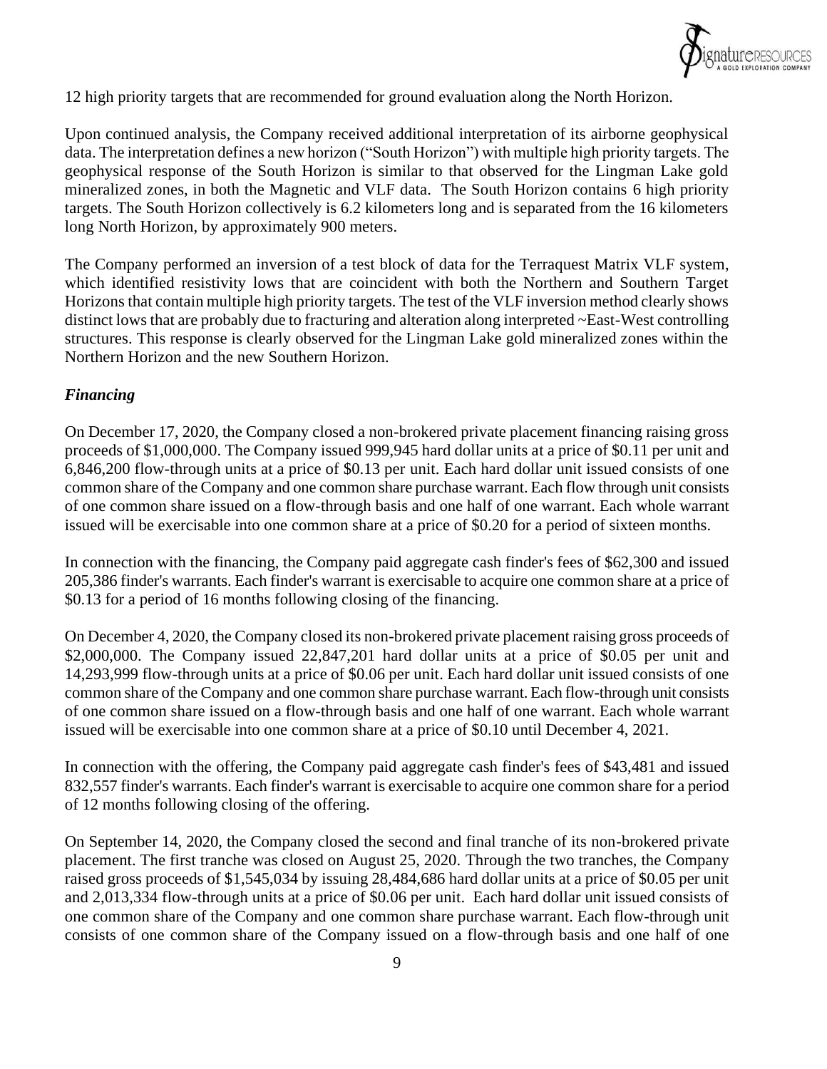12 high priority targets that are recommended for ground evaluation along the North Horizon.

Upon continued analysis, the Company received additional interpretation of its airborne geophysical data. The interpretation defines a new horizon ("South Horizon") with multiple high priority targets. The geophysical response of the South Horizon is similar to that observed for the Lingman Lake gold mineralized zones, in both the Magnetic and VLF data. The South Horizon contains 6 high priority targets. The South Horizon collectively is 6.2 kilometers long and is separated from the 16 kilometers long North Horizon, by approximately 900 meters.

The Company performed an inversion of a test block of data for the Terraquest Matrix VLF system, which identified resistivity lows that are coincident with both the Northern and Southern Target Horizons that contain multiple high priority targets. The test of the VLF inversion method clearly shows distinct lows that are probably due to fracturing and alteration along interpreted ~East-West controlling structures. This response is clearly observed for the Lingman Lake gold mineralized zones within the Northern Horizon and the new Southern Horizon.

***Financing***

On December 17, 2020, the Company closed a non-brokered private placement financing raising gross proceeds of $1,000,000. The Company issued 999,945 hard dollar units at a price of $0.11 per unit and 6,846,200 flow-through units at a price of $0.13 per unit. Each hard dollar unit issued consists of one common share of the Company and one common share purchase warrant. Each flow through unit consists of one common share issued on a flow-through basis and one half of one warrant. Each whole warrant issued will be exercisable into one common share at a price of $0.20 for a period of sixteen months.

In connection with the financing, the Company paid aggregate cash finder's fees of $62,300 and issued 205,386 finder's warrants. Each finder's warrant is exercisable to acquire one common share at a price of $0.13 for a period of 16 months following closing of the financing.

On December 4, 2020, the Company closed its non-brokered private placement raising gross proceeds of $2,000,000. The Company issued 22,847,201 hard dollar units at a price of $0.05 per unit and 14,293,999 flow-through units at a price of $0.06 per unit. Each hard dollar unit issued consists of one common share of the Company and one common share purchase warrant. Each flow-through unit consists of one common share issued on a flow-through basis and one half of one warrant. Each whole warrant issued will be exercisable into one common share at a price of $0.10 until December 4, 2021.

In connection with the offering, the Company paid aggregate cash finder's fees of $43,481 and issued 832,557 finder's warrants. Each finder's warrant is exercisable to acquire one common share for a period of 12 months following closing of the offering.

On September 14, 2020, the Company closed the second and final tranche of its non-brokered private placement. The first tranche was closed on August 25, 2020. Through the two tranches, the Company raised gross proceeds of $1,545,034 by issuing 28,484,686 hard dollar units at a price of $0.05 per unit and 2,013,334 flow-through units at a price of $0.06 per unit. Each hard dollar unit issued consists of one common share of the Company and one common share purchase warrant. Each flow-through unit consists of one common share of the Company issued on a flow-through basis and one half of one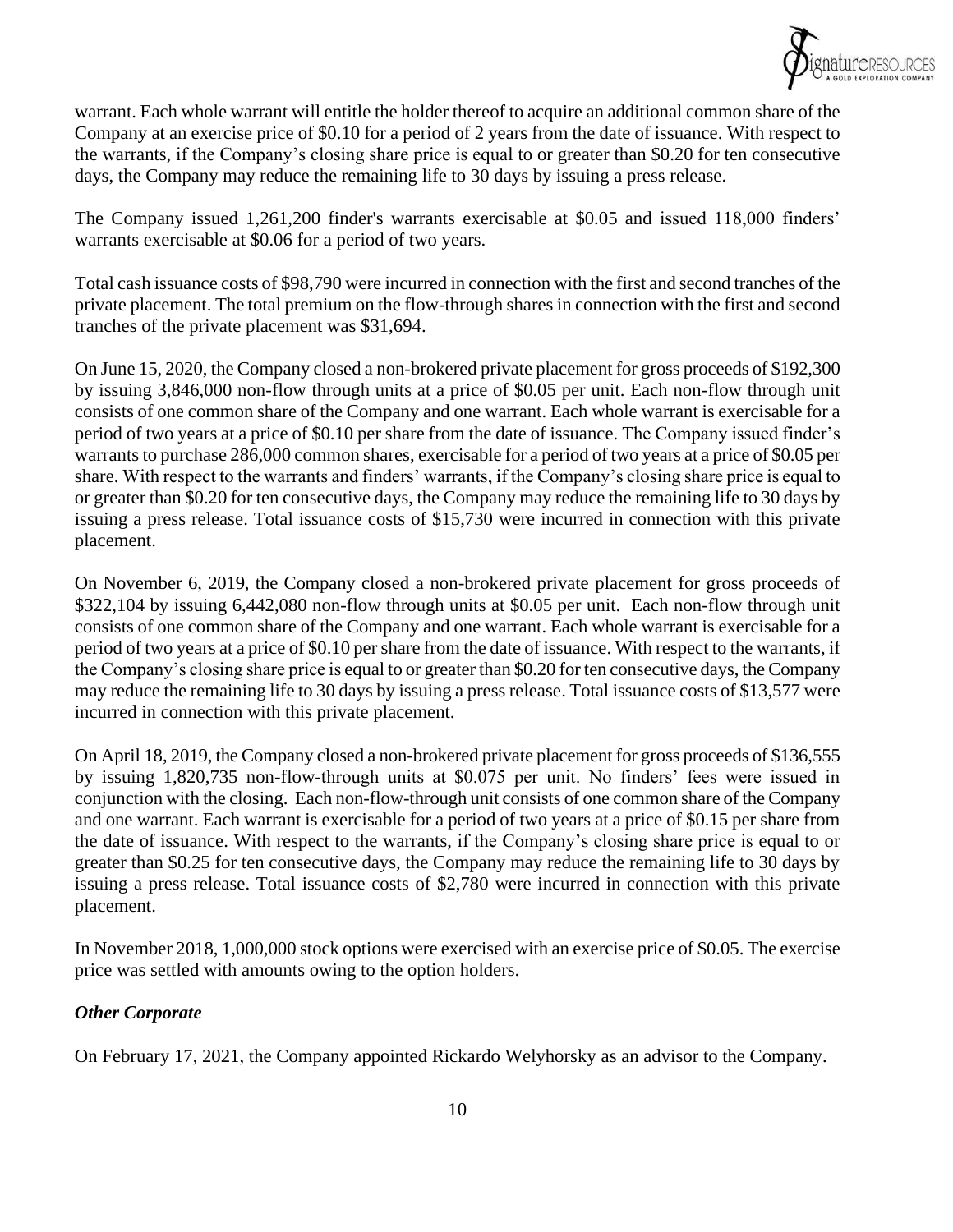warrant. Each whole warrant will entitle the holder thereof to acquire an additional common share of the Company at an exercise price of $0.10 for a period of 2 years from the date of issuance. With respect to the warrants, if the Company's closing share price is equal to or greater than $0.20 for ten consecutive days, the Company may reduce the remaining life to 30 days by issuing a press release.

The Company issued 1,261,200 finder's warrants exercisable at $0.05 and issued 118,000 finders' warrants exercisable at $0.06 for a period of two years.

Total cash issuance costs of $98,790 were incurred in connection with the first and second tranches of the private placement. The total premium on the flow-through shares in connection with the first and second tranches of the private placement was $31,694.

On June 15, 2020, the Company closed a non-brokered private placement for gross proceeds of $192,300 by issuing 3,846,000 non-flow through units at a price of $0.05 per unit. Each non-flow through unit consists of one common share of the Company and one warrant. Each whole warrant is exercisable for a period of two years at a price of $0.10 per share from the date of issuance. The Company issued finder's warrants to purchase 286,000 common shares, exercisable for a period of two years at a price of $0.05 per share. With respect to the warrants and finders' warrants, if the Company's closing share price is equal to or greater than $0.20 for ten consecutive days, the Company may reduce the remaining life to 30 days by issuing a press release. Total issuance costs of $15,730 were incurred in connection with this private placement.

On November 6, 2019, the Company closed a non-brokered private placement for gross proceeds of $322,104 by issuing 6,442,080 non-flow through units at $0.05 per unit. Each non-flow through unit consists of one common share of the Company and one warrant. Each whole warrant is exercisable for a period of two years at a price of $0.10 per share from the date of issuance. With respect to the warrants, if the Company's closing share price is equal to or greater than $0.20 for ten consecutive days, the Company may reduce the remaining life to 30 days by issuing a press release. Total issuance costs of $13,577 were incurred in connection with this private placement.

On April 18, 2019, the Company closed a non-brokered private placement for gross proceeds of $136,555 by issuing 1,820,735 non-flow-through units at $0.075 per unit. No finders' fees were issued in conjunction with the closing. Each non-flow-through unit consists of one common share of the Company and one warrant. Each warrant is exercisable for a period of two years at a price of $0.15 per share from the date of issuance. With respect to the warrants, if the Company's closing share price is equal to or greater than $0.25 for ten consecutive days, the Company may reduce the remaining life to 30 days by issuing a press release. Total issuance costs of $2,780 were incurred in connection with this private placement.

In November 2018, 1,000,000 stock options were exercised with an exercise price of $0.05. The exercise price was settled with amounts owing to the option holders.

***Other Corporate***

On February 17, 2021, the Company appointed Rickardo Welyhorsky as an advisor to the Company.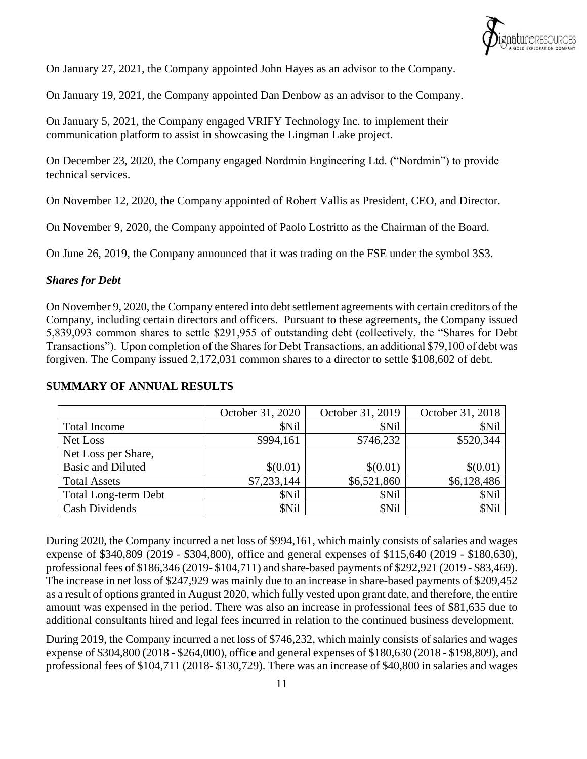On January 27, 2021, the Company appointed John Hayes as an advisor to the Company.

On January 19, 2021, the Company appointed Dan Denbow as an advisor to the Company.

On January 5, 2021, the Company engaged VRIFY Technology Inc. to implement their communication platform to assist in showcasing the Lingman Lake project.

On December 23, 2020, the Company engaged Nordmin Engineering Ltd. ("Nordmin") to provide technical services.

On November 12, 2020, the Company appointed of Robert Vallis as President, CEO, and Director.

On November 9, 2020, the Company appointed of Paolo Lostritto as the Chairman of the Board.

On June 26, 2019, the Company announced that it was trading on the FSE under the symbol 3S3.

***Shares for Debt***

On November 9, 2020, the Company entered into debt settlement agreements with certain creditors of the Company, including certain directors and officers. Pursuant to these agreements, the Company issued 5,839,093 common shares to settle $291,955 of outstanding debt (collectively, the "Shares for Debt Transactions"). Upon completion of the Shares for Debt Transactions, an additional $79,100 of debt was forgiven. The Company issued 2,172,031 common shares to a director to settle $108,602 of debt.

## SUMMARY OF ANNUAL RESULTS

| | October 31, 2020 | October 31, 2019 | October 31, 2018 |
|---|---|---|---|
| Total Income | $Nil | $Nil | $Nil |
| Net Loss | $994,161 | $746,232 | $520,344 |
| Net Loss per Share, Basic and Diluted | $(0.01) | $(0.01) | $(0.01) |
| Total Assets | $7,233,144 | $6,521,860 | $6,128,486 |
| Total Long-term Debt | $Nil | $Nil | $Nil |
| Cash Dividends | $Nil | $Nil | $Nil |

During 2020, the Company incurred a net loss of $994,161, which mainly consists of salaries and wages expense of $340,809 (2019 - $304,800), office and general expenses of $115,640 (2019 - $180,630), professional fees of $186,346 (2019- $104,711) and share-based payments of $292,921 (2019 - $83,469). The increase in net loss of $247,929 was mainly due to an increase in share-based payments of $209,452 as a result of options granted in August 2020, which fully vested upon grant date, and therefore, the entire amount was expensed in the period. There was also an increase in professional fees of $81,635 due to additional consultants hired and legal fees incurred in relation to the continued business development.

During 2019, the Company incurred a net loss of $746,232, which mainly consists of salaries and wages expense of $304,800 (2018 - $264,000), office and general expenses of $180,630 (2018 - $198,809), and professional fees of $104,711 (2018- $130,729). There was an increase of $40,800 in salaries and wages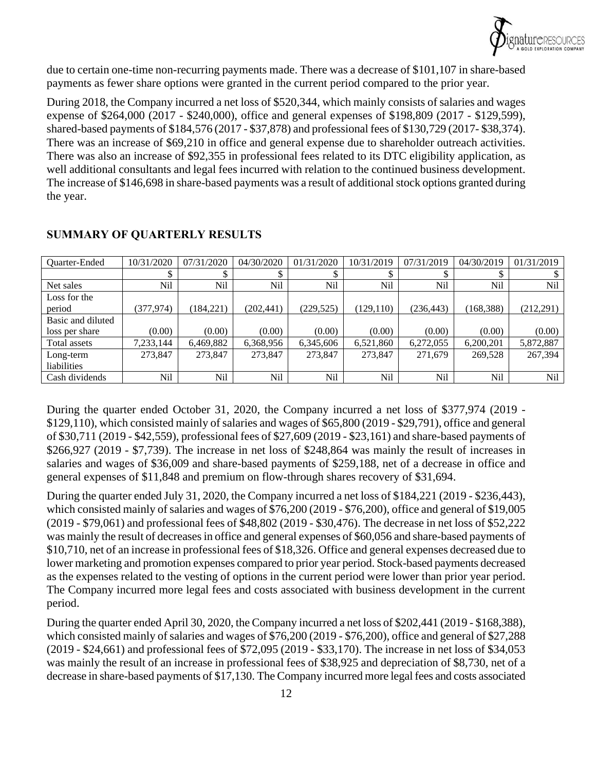due to certain one-time non-recurring payments made. There was a decrease of $101,107 in share-based payments as fewer share options were granted in the current period compared to the prior year.

During 2018, the Company incurred a net loss of $520,344, which mainly consists of salaries and wages expense of $264,000 (2017 - $240,000), office and general expenses of $198,809 (2017 - $129,599), shared-based payments of $184,576 (2017 - $37,878) and professional fees of $130,729 (2017- $38,374). There was an increase of $69,210 in office and general expense due to shareholder outreach activities. There was also an increase of $92,355 in professional fees related to its DTC eligibility application, as well additional consultants and legal fees incurred with relation to the continued business development. The increase of $146,698 in share-based payments was a result of additional stock options granted during the year.

## SUMMARY OF QUARTERLY RESULTS

| Quarter-Ended | 10/31/2020 | 07/31/2020 | 04/30/2020 | 01/31/2020 | 10/31/2019 | 07/31/2019 | 04/30/2019 | 01/31/2019 |
|---|---|---|---|---|---|---|---|---|
| | $ | $ | $ | $ | $ | $ | $ | $ |
| Net sales | Nil | Nil | Nil | Nil | Nil | Nil | Nil | Nil |
| Loss for the period | (377,974) | (184,221) | (202,441) | (229,525) | (129,110) | (236,443) | (168,388) | (212,291) |
| Basic and diluted loss per share | (0.00) | (0.00) | (0.00) | (0.00) | (0.00) | (0.00) | (0.00) | (0.00) |
| Total assets | 7,233,144 | 6,469,882 | 6,368,956 | 6,345,606 | 6,521,860 | 6,272,055 | 6,200,201 | 5,872,887 |
| Long-term liabilities | 273,847 | 273,847 | 273,847 | 273,847 | 273,847 | 271,679 | 269,528 | 267,394 |
| Cash dividends | Nil | Nil | Nil | Nil | Nil | Nil | Nil | Nil |

During the quarter ended October 31, 2020, the Company incurred a net loss of $377,974 (2019 - $129,110), which consisted mainly of salaries and wages of $65,800 (2019 - $29,791), office and general of $30,711 (2019 - $42,559), professional fees of $27,609 (2019 - $23,161) and share-based payments of $266,927 (2019 - $7,739). The increase in net loss of $248,864 was mainly the result of increases in salaries and wages of $36,009 and share-based payments of $259,188, net of a decrease in office and general expenses of $11,848 and premium on flow-through shares recovery of $31,694.

During the quarter ended July 31, 2020, the Company incurred a net loss of $184,221 (2019 - $236,443), which consisted mainly of salaries and wages of $76,200 (2019 - $76,200), office and general of $19,005 (2019 - $79,061) and professional fees of $48,802 (2019 - $30,476). The decrease in net loss of $52,222 was mainly the result of decreases in office and general expenses of $60,056 and share-based payments of $10,710, net of an increase in professional fees of $18,326. Office and general expenses decreased due to lower marketing and promotion expenses compared to prior year period. Stock-based payments decreased as the expenses related to the vesting of options in the current period were lower than prior year period. The Company incurred more legal fees and costs associated with business development in the current period.

During the quarter ended April 30, 2020, the Company incurred a net loss of $202,441 (2019 - $168,388), which consisted mainly of salaries and wages of $76,200 (2019 - $76,200), office and general of $27,288 (2019 - $24,661) and professional fees of $72,095 (2019 - $33,170). The increase in net loss of $34,053 was mainly the result of an increase in professional fees of $38,925 and depreciation of $8,730, net of a decrease in share-based payments of $17,130. The Company incurred more legal fees and costs associated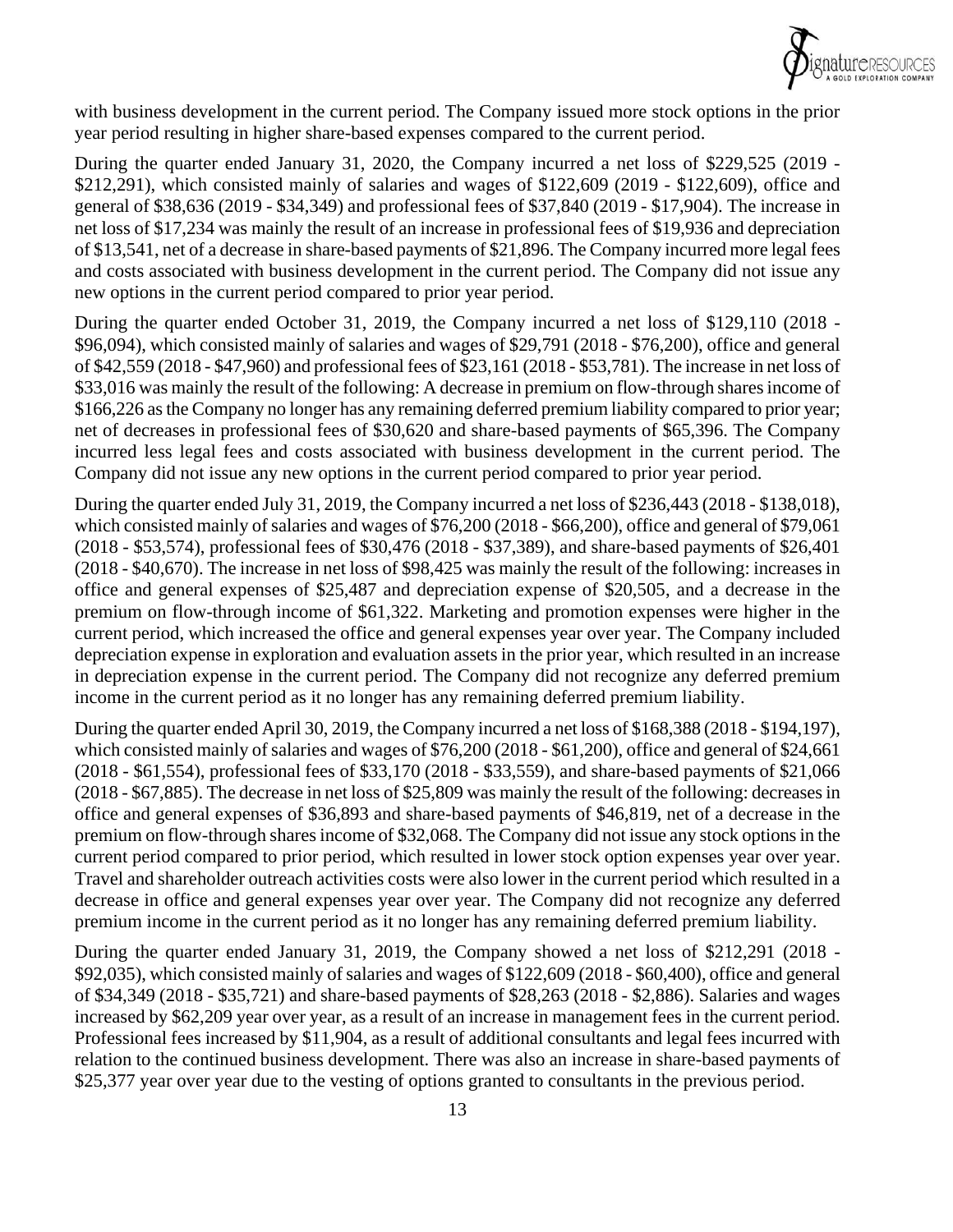with business development in the current period. The Company issued more stock options in the prior year period resulting in higher share-based expenses compared to the current period.

During the quarter ended January 31, 2020, the Company incurred a net loss of $229,525 (2019 - $212,291), which consisted mainly of salaries and wages of $122,609 (2019 - $122,609), office and general of $38,636 (2019 - $34,349) and professional fees of $37,840 (2019 - $17,904). The increase in net loss of $17,234 was mainly the result of an increase in professional fees of $19,936 and depreciation of $13,541, net of a decrease in share-based payments of $21,896. The Company incurred more legal fees and costs associated with business development in the current period. The Company did not issue any new options in the current period compared to prior year period.

During the quarter ended October 31, 2019, the Company incurred a net loss of $129,110 (2018 - $96,094), which consisted mainly of salaries and wages of $29,791 (2018 - $76,200), office and general of $42,559 (2018 - $47,960) and professional fees of $23,161 (2018 - $53,781). The increase in net loss of $33,016 was mainly the result of the following: A decrease in premium on flow-through shares income of $166,226 as the Company no longer has any remaining deferred premium liability compared to prior year; net of decreases in professional fees of $30,620 and share-based payments of $65,396. The Company incurred less legal fees and costs associated with business development in the current period. The Company did not issue any new options in the current period compared to prior year period.

During the quarter ended July 31, 2019, the Company incurred a net loss of $236,443 (2018 - $138,018), which consisted mainly of salaries and wages of $76,200 (2018 - $66,200), office and general of $79,061 (2018 - $53,574), professional fees of $30,476 (2018 - $37,389), and share-based payments of $26,401 (2018 - $40,670). The increase in net loss of $98,425 was mainly the result of the following: increases in office and general expenses of $25,487 and depreciation expense of $20,505, and a decrease in the premium on flow-through income of $61,322. Marketing and promotion expenses were higher in the current period, which increased the office and general expenses year over year. The Company included depreciation expense in exploration and evaluation assets in the prior year, which resulted in an increase in depreciation expense in the current period. The Company did not recognize any deferred premium income in the current period as it no longer has any remaining deferred premium liability.

During the quarter ended April 30, 2019, the Company incurred a net loss of $168,388 (2018 - $194,197), which consisted mainly of salaries and wages of $76,200 (2018 - $61,200), office and general of $24,661 (2018 - $61,554), professional fees of $33,170 (2018 - $33,559), and share-based payments of $21,066 (2018 - $67,885). The decrease in net loss of $25,809 was mainly the result of the following: decreases in office and general expenses of $36,893 and share-based payments of $46,819, net of a decrease in the premium on flow-through shares income of $32,068. The Company did not issue any stock options in the current period compared to prior period, which resulted in lower stock option expenses year over year. Travel and shareholder outreach activities costs were also lower in the current period which resulted in a decrease in office and general expenses year over year. The Company did not recognize any deferred premium income in the current period as it no longer has any remaining deferred premium liability.

During the quarter ended January 31, 2019, the Company showed a net loss of $212,291 (2018 - $92,035), which consisted mainly of salaries and wages of $122,609 (2018 - $60,400), office and general of $34,349 (2018 - $35,721) and share-based payments of $28,263 (2018 - $2,886). Salaries and wages increased by $62,209 year over year, as a result of an increase in management fees in the current period. Professional fees increased by $11,904, as a result of additional consultants and legal fees incurred with relation to the continued business development. There was also an increase in share-based payments of $25,377 year over year due to the vesting of options granted to consultants in the previous period.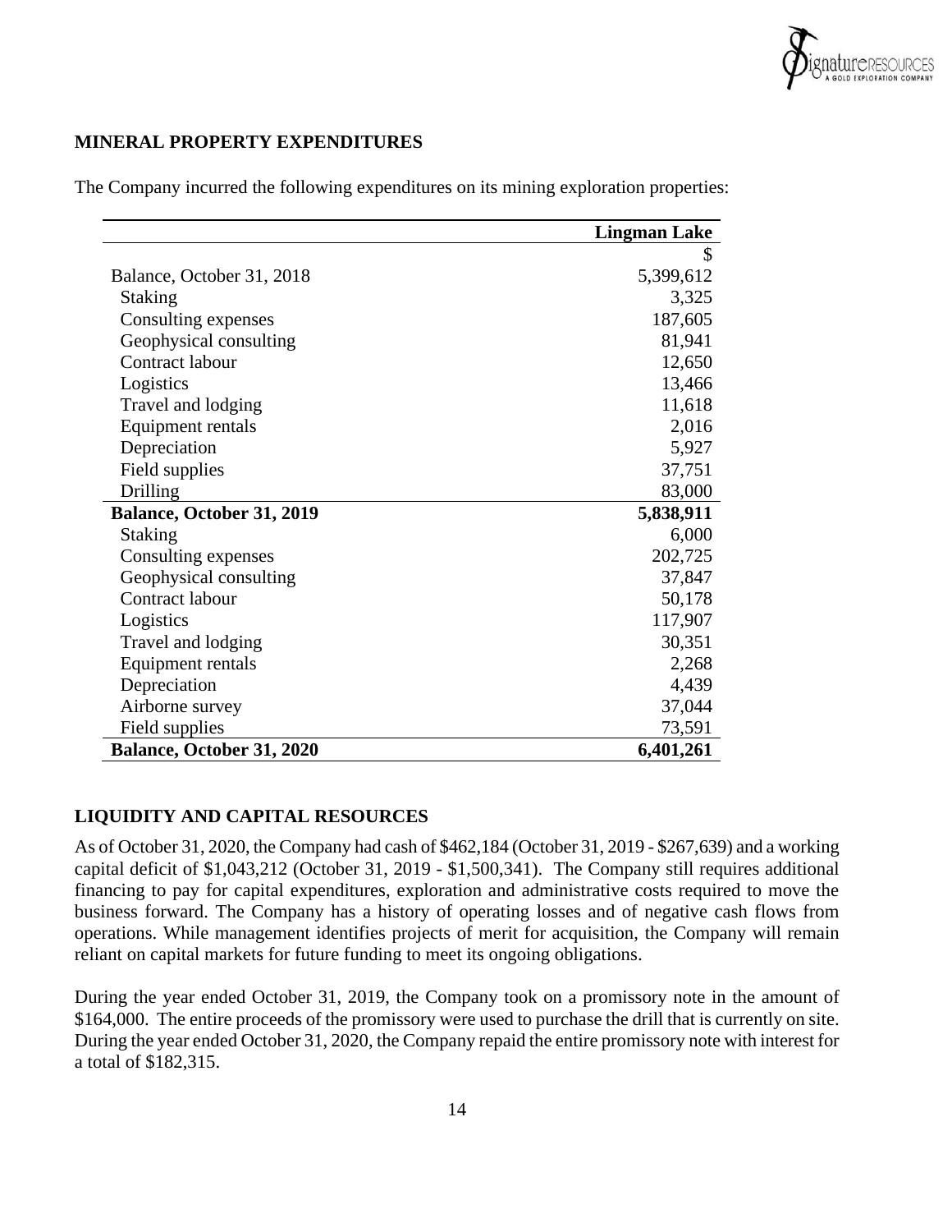## MINERAL PROPERTY EXPENDITURES

The Company incurred the following expenditures on its mining exploration properties:

| | Lingman Lake |
|---|---|
| | $ |
| Balance, October 31, 2018 | 5,399,612 |
| Staking | 3,325 |
| Consulting expenses | 187,605 |
| Geophysical consulting | 81,941 |
| Contract labour | 12,650 |
| Logistics | 13,466 |
| Travel and lodging | 11,618 |
| Equipment rentals | 2,016 |
| Depreciation | 5,927 |
| Field supplies | 37,751 |
| Drilling | 83,000 |
| **Balance, October 31, 2019** | **5,838,911** |
| Staking | 6,000 |
| Consulting expenses | 202,725 |
| Geophysical consulting | 37,847 |
| Contract labour | 50,178 |
| Logistics | 117,907 |
| Travel and lodging | 30,351 |
| Equipment rentals | 2,268 |
| Depreciation | 4,439 |
| Airborne survey | 37,044 |
| Field supplies | 73,591 |
| **Balance, October 31, 2020** | **6,401,261** |

## LIQUIDITY AND CAPITAL RESOURCES

As of October 31, 2020, the Company had cash of $462,184 (October 31, 2019 - $267,639) and a working capital deficit of $1,043,212 (October 31, 2019 - $1,500,341). The Company still requires additional financing to pay for capital expenditures, exploration and administrative costs required to move the business forward. The Company has a history of operating losses and of negative cash flows from operations. While management identifies projects of merit for acquisition, the Company will remain reliant on capital markets for future funding to meet its ongoing obligations.

During the year ended October 31, 2019, the Company took on a promissory note in the amount of $164,000. The entire proceeds of the promissory were used to purchase the drill that is currently on site. During the year ended October 31, 2020, the Company repaid the entire promissory note with interest for a total of $182,315.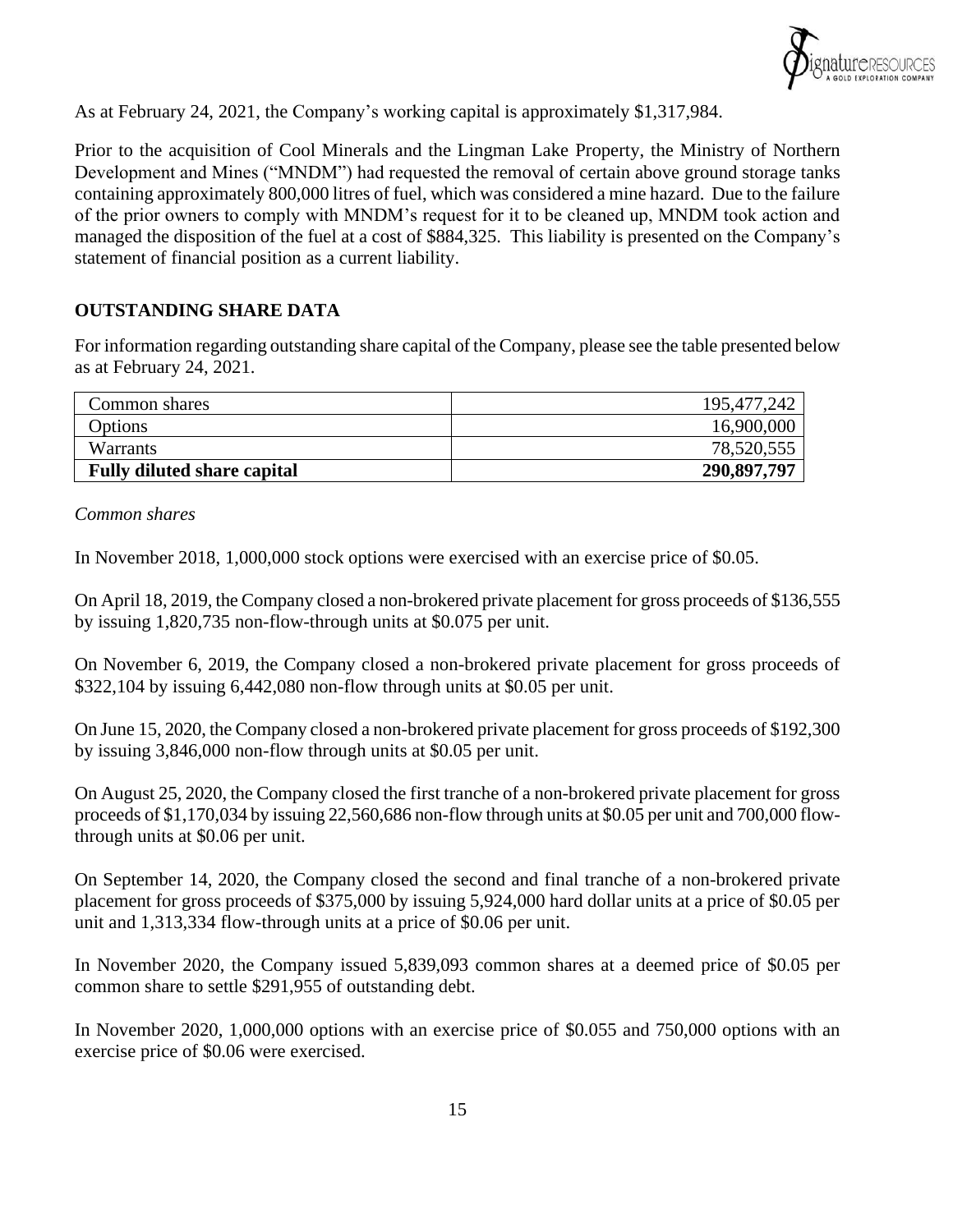As at February 24, 2021, the Company's working capital is approximately $1,317,984.

Prior to the acquisition of Cool Minerals and the Lingman Lake Property, the Ministry of Northern Development and Mines ("MNDM") had requested the removal of certain above ground storage tanks containing approximately 800,000 litres of fuel, which was considered a mine hazard. Due to the failure of the prior owners to comply with MNDM's request for it to be cleaned up, MNDM took action and managed the disposition of the fuel at a cost of $884,325. This liability is presented on the Company's statement of financial position as a current liability.

## OUTSTANDING SHARE DATA

For information regarding outstanding share capital of the Company, please see the table presented below as at February 24, 2021.

| | |
|---|---:|
| Common shares | 195,477,242 |
| Options | 16,900,000 |
| Warrants | 78,520,555 |
| **Fully diluted share capital** | **290,897,797** |

*Common shares*

In November 2018, 1,000,000 stock options were exercised with an exercise price of $0.05.

On April 18, 2019, the Company closed a non-brokered private placement for gross proceeds of $136,555 by issuing 1,820,735 non-flow-through units at $0.075 per unit.

On November 6, 2019, the Company closed a non-brokered private placement for gross proceeds of $322,104 by issuing 6,442,080 non-flow through units at $0.05 per unit.

On June 15, 2020, the Company closed a non-brokered private placement for gross proceeds of $192,300 by issuing 3,846,000 non-flow through units at $0.05 per unit.

On August 25, 2020, the Company closed the first tranche of a non-brokered private placement for gross proceeds of $1,170,034 by issuing 22,560,686 non-flow through units at $0.05 per unit and 700,000 flow-through units at $0.06 per unit.

On September 14, 2020, the Company closed the second and final tranche of a non-brokered private placement for gross proceeds of $375,000 by issuing 5,924,000 hard dollar units at a price of $0.05 per unit and 1,313,334 flow-through units at a price of $0.06 per unit.

In November 2020, the Company issued 5,839,093 common shares at a deemed price of $0.05 per common share to settle $291,955 of outstanding debt.

In November 2020, 1,000,000 options with an exercise price of $0.055 and 750,000 options with an exercise price of $0.06 were exercised.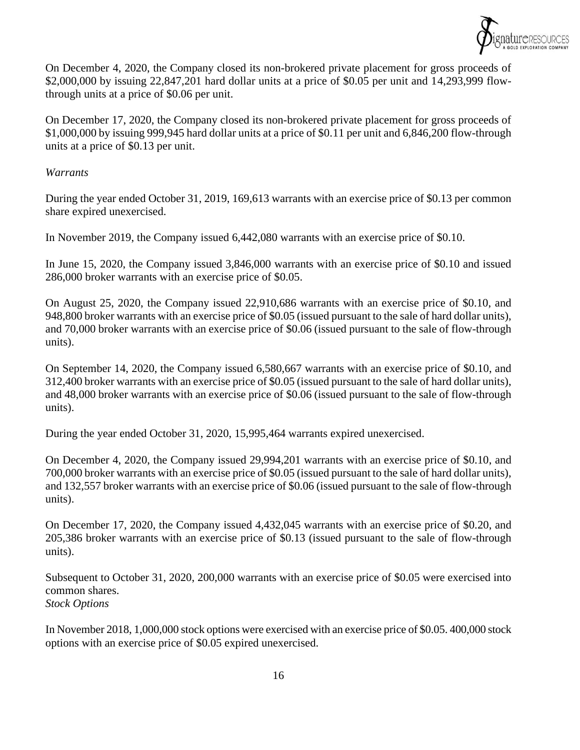On December 4, 2020, the Company closed its non-brokered private placement for gross proceeds of $2,000,000 by issuing 22,847,201 hard dollar units at a price of $0.05 per unit and 14,293,999 flow-through units at a price of $0.06 per unit.

On December 17, 2020, the Company closed its non-brokered private placement for gross proceeds of $1,000,000 by issuing 999,945 hard dollar units at a price of $0.11 per unit and 6,846,200 flow-through units at a price of $0.13 per unit.

*Warrants*

During the year ended October 31, 2019, 169,613 warrants with an exercise price of $0.13 per common share expired unexercised.

In November 2019, the Company issued 6,442,080 warrants with an exercise price of $0.10.

In June 15, 2020, the Company issued 3,846,000 warrants with an exercise price of $0.10 and issued 286,000 broker warrants with an exercise price of $0.05.

On August 25, 2020, the Company issued 22,910,686 warrants with an exercise price of $0.10, and 948,800 broker warrants with an exercise price of $0.05 (issued pursuant to the sale of hard dollar units), and 70,000 broker warrants with an exercise price of $0.06 (issued pursuant to the sale of flow-through units).

On September 14, 2020, the Company issued 6,580,667 warrants with an exercise price of $0.10, and 312,400 broker warrants with an exercise price of $0.05 (issued pursuant to the sale of hard dollar units), and 48,000 broker warrants with an exercise price of $0.06 (issued pursuant to the sale of flow-through units).

During the year ended October 31, 2020, 15,995,464 warrants expired unexercised.

On December 4, 2020, the Company issued 29,994,201 warrants with an exercise price of $0.10, and 700,000 broker warrants with an exercise price of $0.05 (issued pursuant to the sale of hard dollar units), and 132,557 broker warrants with an exercise price of $0.06 (issued pursuant to the sale of flow-through units).

On December 17, 2020, the Company issued 4,432,045 warrants with an exercise price of $0.20, and 205,386 broker warrants with an exercise price of $0.13 (issued pursuant to the sale of flow-through units).

Subsequent to October 31, 2020, 200,000 warrants with an exercise price of $0.05 were exercised into common shares.

*Stock Options*

In November 2018, 1,000,000 stock options were exercised with an exercise price of $0.05. 400,000 stock options with an exercise price of $0.05 expired unexercised.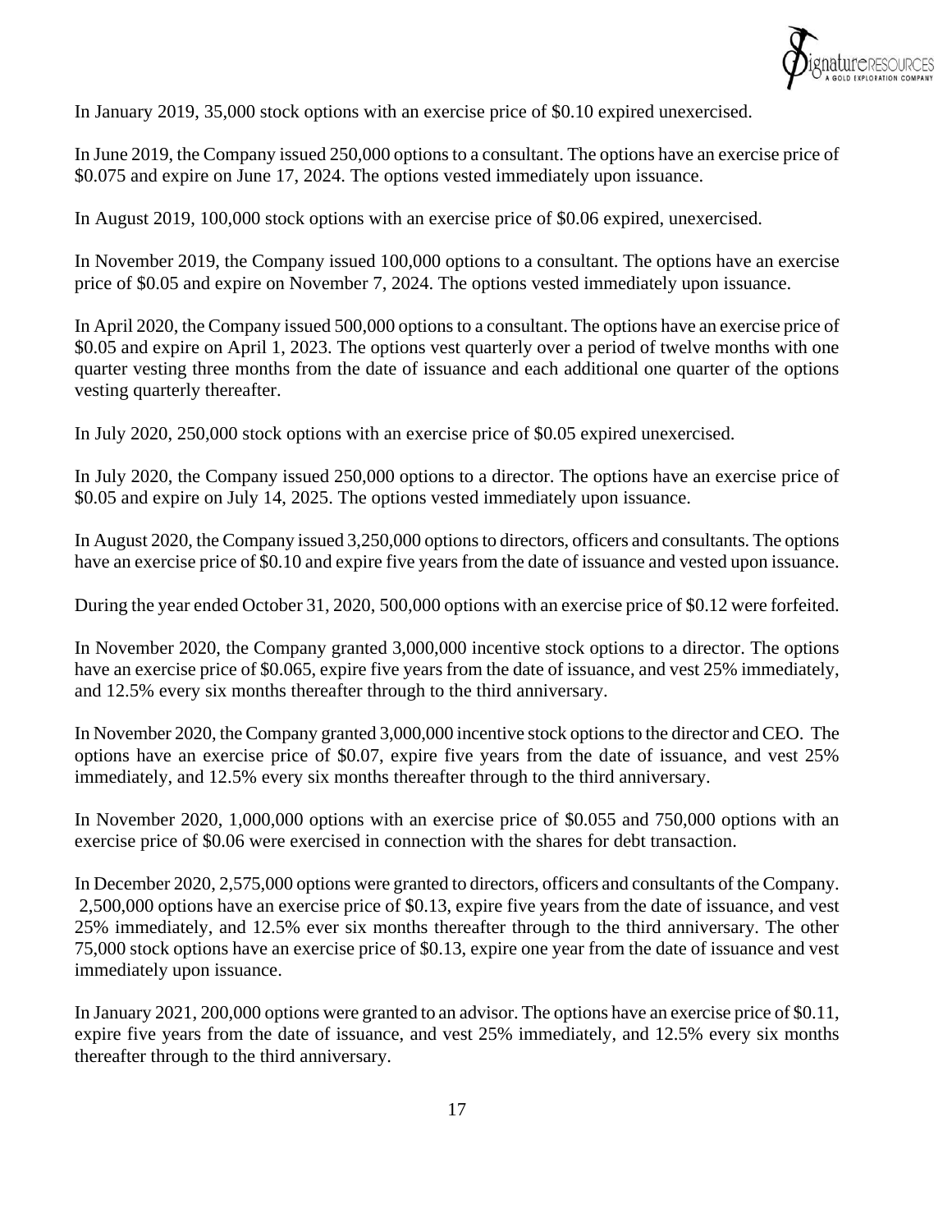In January 2019, 35,000 stock options with an exercise price of $0.10 expired unexercised.

In June 2019, the Company issued 250,000 options to a consultant. The options have an exercise price of $0.075 and expire on June 17, 2024. The options vested immediately upon issuance.

In August 2019, 100,000 stock options with an exercise price of $0.06 expired, unexercised.

In November 2019, the Company issued 100,000 options to a consultant. The options have an exercise price of $0.05 and expire on November 7, 2024. The options vested immediately upon issuance.

In April 2020, the Company issued 500,000 options to a consultant. The options have an exercise price of $0.05 and expire on April 1, 2023. The options vest quarterly over a period of twelve months with one quarter vesting three months from the date of issuance and each additional one quarter of the options vesting quarterly thereafter.

In July 2020, 250,000 stock options with an exercise price of $0.05 expired unexercised.

In July 2020, the Company issued 250,000 options to a director. The options have an exercise price of $0.05 and expire on July 14, 2025. The options vested immediately upon issuance.

In August 2020, the Company issued 3,250,000 options to directors, officers and consultants. The options have an exercise price of $0.10 and expire five years from the date of issuance and vested upon issuance.

During the year ended October 31, 2020, 500,000 options with an exercise price of $0.12 were forfeited.

In November 2020, the Company granted 3,000,000 incentive stock options to a director. The options have an exercise price of $0.065, expire five years from the date of issuance, and vest 25% immediately, and 12.5% every six months thereafter through to the third anniversary.

In November 2020, the Company granted 3,000,000 incentive stock options to the director and CEO. The options have an exercise price of $0.07, expire five years from the date of issuance, and vest 25% immediately, and 12.5% every six months thereafter through to the third anniversary.

In November 2020, 1,000,000 options with an exercise price of $0.055 and 750,000 options with an exercise price of $0.06 were exercised in connection with the shares for debt transaction.

In December 2020, 2,575,000 options were granted to directors, officers and consultants of the Company. 2,500,000 options have an exercise price of $0.13, expire five years from the date of issuance, and vest 25% immediately, and 12.5% ever six months thereafter through to the third anniversary. The other 75,000 stock options have an exercise price of $0.13, expire one year from the date of issuance and vest immediately upon issuance.

In January 2021, 200,000 options were granted to an advisor. The options have an exercise price of $0.11, expire five years from the date of issuance, and vest 25% immediately, and 12.5% every six months thereafter through to the third anniversary.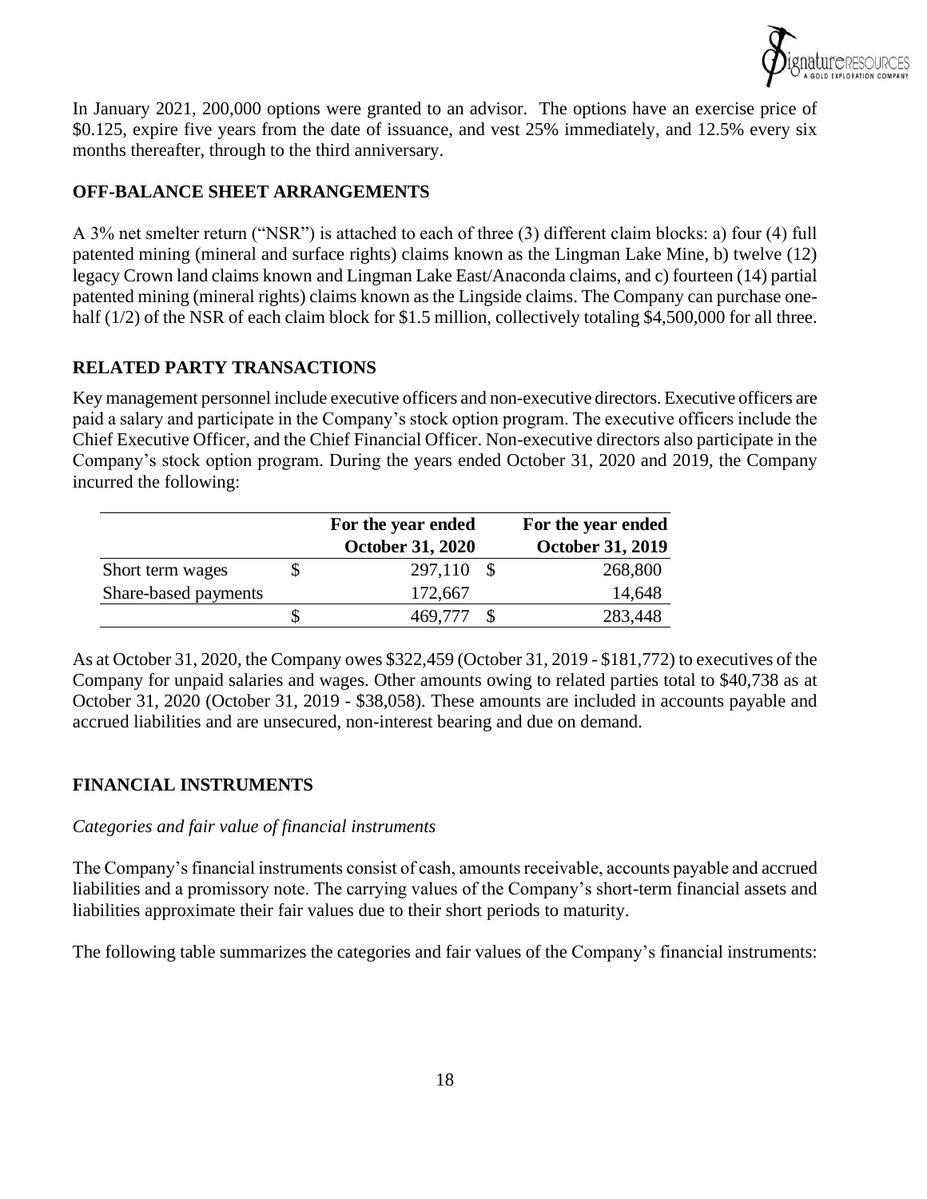In January 2021, 200,000 options were granted to an advisor. The options have an exercise price of \$0.125, expire five years from the date of issuance, and vest 25% immediately, and 12.5% every six months thereafter, through to the third anniversary.

## OFF-BALANCE SHEET ARRANGEMENTS

A 3% net smelter return ("NSR") is attached to each of three (3) different claim blocks: a) four (4) full patented mining (mineral and surface rights) claims known as the Lingman Lake Mine, b) twelve (12) legacy Crown land claims known and Lingman Lake East/Anaconda claims, and c) fourteen (14) partial patented mining (mineral rights) claims known as the Lingside claims. The Company can purchase one-half (1/2) of the NSR of each claim block for \$1.5 million, collectively totaling \$4,500,000 for all three.

## RELATED PARTY TRANSACTIONS

Key management personnel include executive officers and non-executive directors. Executive officers are paid a salary and participate in the Company's stock option program. The executive officers include the Chief Executive Officer, and the Chief Financial Officer. Non-executive directors also participate in the Company's stock option program. During the years ended October 31, 2020 and 2019, the Company incurred the following:

| | For the year ended October 31, 2020 | For the year ended October 31, 2019 |
|---|---|---|
| Short term wages | \$ 297,110 | \$ 268,800 |
| Share-based payments | 172,667 | 14,648 |
| | \$ 469,777 | \$ 283,448 |

As at October 31, 2020, the Company owes \$322,459 (October 31, 2019 - \$181,772) to executives of the Company for unpaid salaries and wages. Other amounts owing to related parties total to \$40,738 as at October 31, 2020 (October 31, 2019 - \$38,058). These amounts are included in accounts payable and accrued liabilities and are unsecured, non-interest bearing and due on demand.

## FINANCIAL INSTRUMENTS

*Categories and fair value of financial instruments*

The Company's financial instruments consist of cash, amounts receivable, accounts payable and accrued liabilities and a promissory note. The carrying values of the Company's short-term financial assets and liabilities approximate their fair values due to their short periods to maturity.

The following table summarizes the categories and fair values of the Company's financial instruments: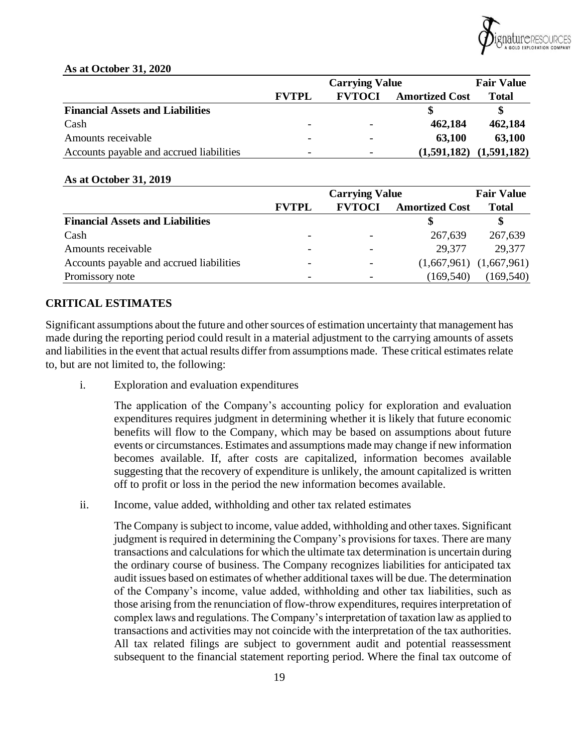**As at October 31, 2020**

| | Carrying Value | | | Fair Value |
|---|---|---|---|---|
| | **FVTPL** | **FVTOCI** | **Amortized Cost** | **Total** |
| **Financial Assets and Liabilities** | | | **\$** | **\$** |
| Cash | - | - | **462,184** | **462,184** |
| Amounts receivable | - | - | **63,100** | **63,100** |
| Accounts payable and accrued liabilities | - | - | **(1,591,182)** | **(1,591,182)** |

**As at October 31, 2019**

| | Carrying Value | | | Fair Value |
|---|---|---|---|---|
| | **FVTPL** | **FVTOCI** | **Amortized Cost** | **Total** |
| **Financial Assets and Liabilities** | | | **\$** | **\$** |
| Cash | - | - | 267,639 | 267,639 |
| Amounts receivable | - | - | 29,377 | 29,377 |
| Accounts payable and accrued liabilities | - | - | (1,667,961) | (1,667,961) |
| Promissory note | - | - | (169,540) | (169,540) |

## CRITICAL ESTIMATES

Significant assumptions about the future and other sources of estimation uncertainty that management has made during the reporting period could result in a material adjustment to the carrying amounts of assets and liabilities in the event that actual results differ from assumptions made. These critical estimates relate to, but are not limited to, the following:

i. Exploration and evaluation expenditures

   The application of the Company's accounting policy for exploration and evaluation expenditures requires judgment in determining whether it is likely that future economic benefits will flow to the Company, which may be based on assumptions about future events or circumstances. Estimates and assumptions made may change if new information becomes available. If, after costs are capitalized, information becomes available suggesting that the recovery of expenditure is unlikely, the amount capitalized is written off to profit or loss in the period the new information becomes available.

ii. Income, value added, withholding and other tax related estimates

   The Company is subject to income, value added, withholding and other taxes. Significant judgment is required in determining the Company's provisions for taxes. There are many transactions and calculations for which the ultimate tax determination is uncertain during the ordinary course of business. The Company recognizes liabilities for anticipated tax audit issues based on estimates of whether additional taxes will be due. The determination of the Company's income, value added, withholding and other tax liabilities, such as those arising from the renunciation of flow-throw expenditures, requires interpretation of complex laws and regulations. The Company's interpretation of taxation law as applied to transactions and activities may not coincide with the interpretation of the tax authorities. All tax related filings are subject to government audit and potential reassessment subsequent to the financial statement reporting period. Where the final tax outcome of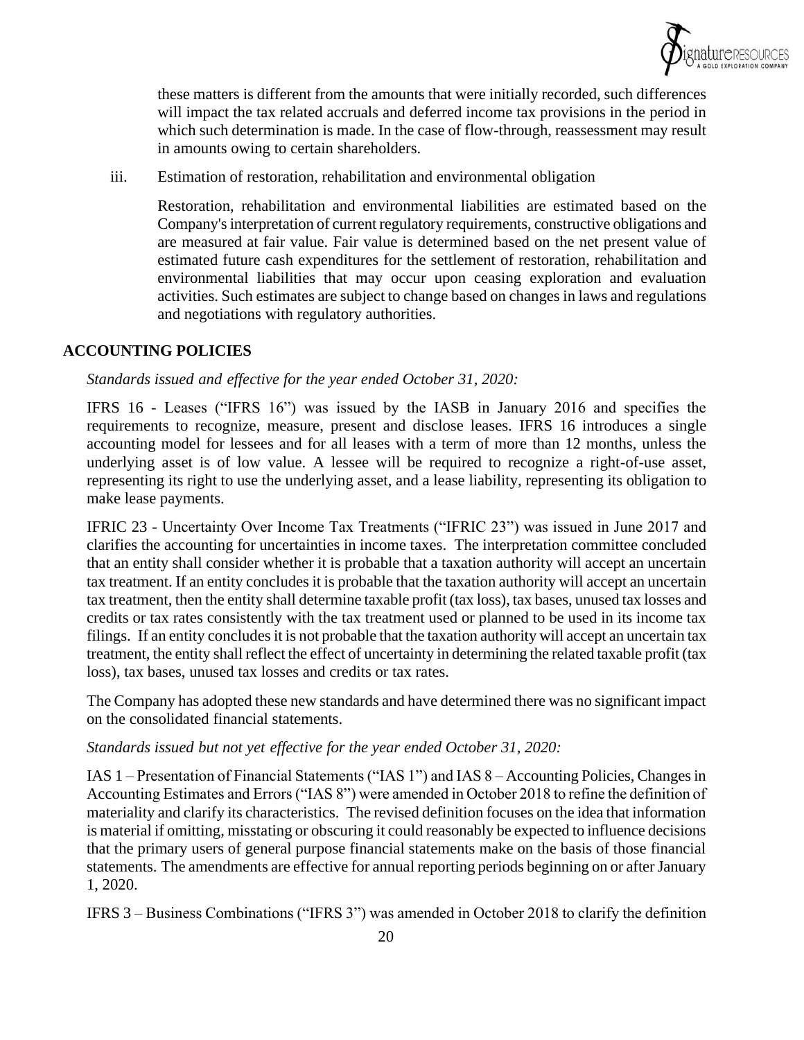these matters is different from the amounts that were initially recorded, such differences will impact the tax related accruals and deferred income tax provisions in the period in which such determination is made. In the case of flow-through, reassessment may result in amounts owing to certain shareholders.

iii. Estimation of restoration, rehabilitation and environmental obligation

Restoration, rehabilitation and environmental liabilities are estimated based on the Company's interpretation of current regulatory requirements, constructive obligations and are measured at fair value. Fair value is determined based on the net present value of estimated future cash expenditures for the settlement of restoration, rehabilitation and environmental liabilities that may occur upon ceasing exploration and evaluation activities. Such estimates are subject to change based on changes in laws and regulations and negotiations with regulatory authorities.

## ACCOUNTING POLICIES

*Standards issued and effective for the year ended October 31, 2020:*

IFRS 16 - Leases ("IFRS 16") was issued by the IASB in January 2016 and specifies the requirements to recognize, measure, present and disclose leases. IFRS 16 introduces a single accounting model for lessees and for all leases with a term of more than 12 months, unless the underlying asset is of low value. A lessee will be required to recognize a right-of-use asset, representing its right to use the underlying asset, and a lease liability, representing its obligation to make lease payments.

IFRIC 23 - Uncertainty Over Income Tax Treatments ("IFRIC 23") was issued in June 2017 and clarifies the accounting for uncertainties in income taxes. The interpretation committee concluded that an entity shall consider whether it is probable that a taxation authority will accept an uncertain tax treatment. If an entity concludes it is probable that the taxation authority will accept an uncertain tax treatment, then the entity shall determine taxable profit (tax loss), tax bases, unused tax losses and credits or tax rates consistently with the tax treatment used or planned to be used in its income tax filings. If an entity concludes it is not probable that the taxation authority will accept an uncertain tax treatment, the entity shall reflect the effect of uncertainty in determining the related taxable profit (tax loss), tax bases, unused tax losses and credits or tax rates.

The Company has adopted these new standards and have determined there was no significant impact on the consolidated financial statements.

*Standards issued but not yet effective for the year ended October 31, 2020:*

IAS 1 – Presentation of Financial Statements ("IAS 1") and IAS 8 – Accounting Policies, Changes in Accounting Estimates and Errors ("IAS 8") were amended in October 2018 to refine the definition of materiality and clarify its characteristics. The revised definition focuses on the idea that information is material if omitting, misstating or obscuring it could reasonably be expected to influence decisions that the primary users of general purpose financial statements make on the basis of those financial statements. The amendments are effective for annual reporting periods beginning on or after January 1, 2020.

IFRS 3 – Business Combinations ("IFRS 3") was amended in October 2018 to clarify the definition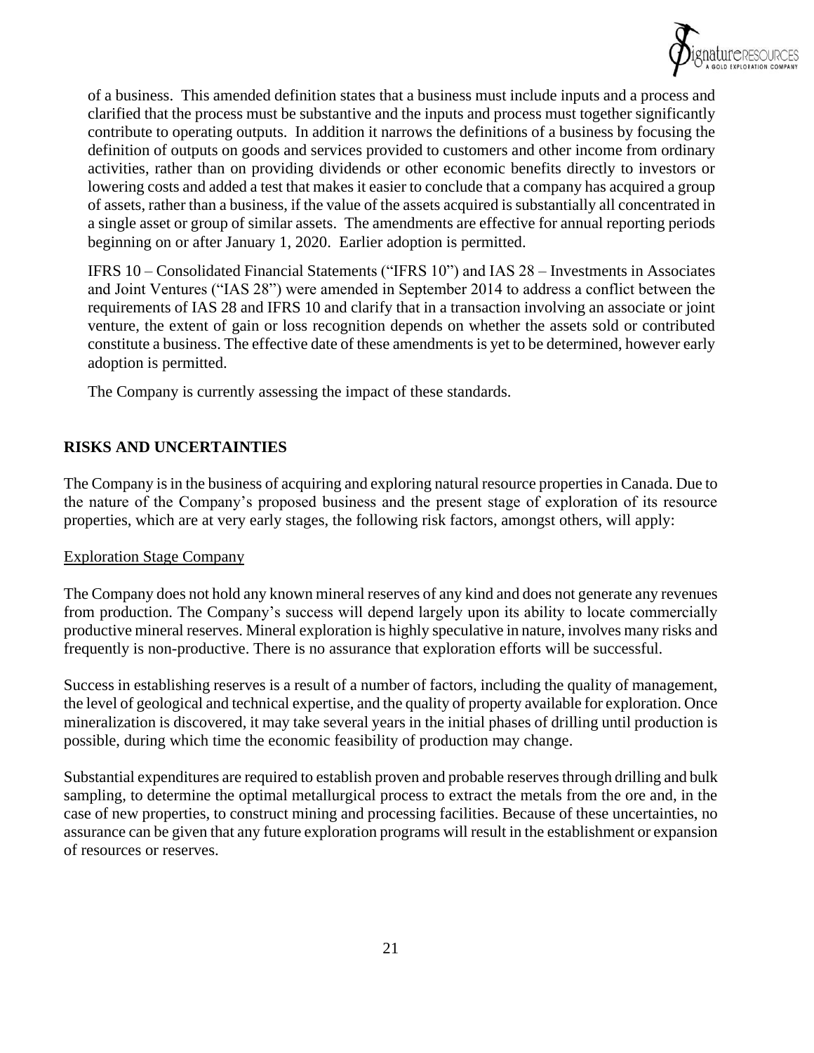of a business. This amended definition states that a business must include inputs and a process and clarified that the process must be substantive and the inputs and process must together significantly contribute to operating outputs. In addition it narrows the definitions of a business by focusing the definition of outputs on goods and services provided to customers and other income from ordinary activities, rather than on providing dividends or other economic benefits directly to investors or lowering costs and added a test that makes it easier to conclude that a company has acquired a group of assets, rather than a business, if the value of the assets acquired is substantially all concentrated in a single asset or group of similar assets. The amendments are effective for annual reporting periods beginning on or after January 1, 2020. Earlier adoption is permitted.

IFRS 10 – Consolidated Financial Statements ("IFRS 10") and IAS 28 – Investments in Associates and Joint Ventures ("IAS 28") were amended in September 2014 to address a conflict between the requirements of IAS 28 and IFRS 10 and clarify that in a transaction involving an associate or joint venture, the extent of gain or loss recognition depends on whether the assets sold or contributed constitute a business. The effective date of these amendments is yet to be determined, however early adoption is permitted.

The Company is currently assessing the impact of these standards.

## RISKS AND UNCERTAINTIES

The Company is in the business of acquiring and exploring natural resource properties in Canada. Due to the nature of the Company's proposed business and the present stage of exploration of its resource properties, which are at very early stages, the following risk factors, amongst others, will apply:

### Exploration Stage Company

The Company does not hold any known mineral reserves of any kind and does not generate any revenues from production. The Company's success will depend largely upon its ability to locate commercially productive mineral reserves. Mineral exploration is highly speculative in nature, involves many risks and frequently is non-productive. There is no assurance that exploration efforts will be successful.

Success in establishing reserves is a result of a number of factors, including the quality of management, the level of geological and technical expertise, and the quality of property available for exploration. Once mineralization is discovered, it may take several years in the initial phases of drilling until production is possible, during which time the economic feasibility of production may change.

Substantial expenditures are required to establish proven and probable reserves through drilling and bulk sampling, to determine the optimal metallurgical process to extract the metals from the ore and, in the case of new properties, to construct mining and processing facilities. Because of these uncertainties, no assurance can be given that any future exploration programs will result in the establishment or expansion of resources or reserves.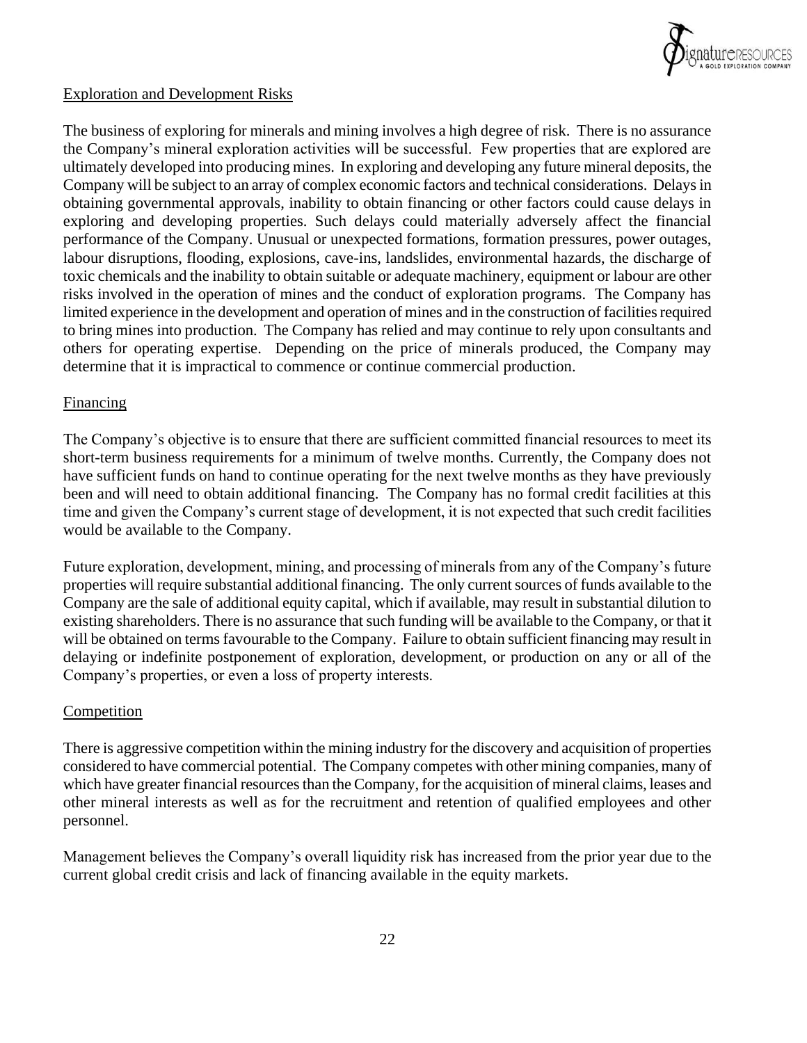## Exploration and Development Risks

The business of exploring for minerals and mining involves a high degree of risk. There is no assurance the Company's mineral exploration activities will be successful. Few properties that are explored are ultimately developed into producing mines. In exploring and developing any future mineral deposits, the Company will be subject to an array of complex economic factors and technical considerations. Delays in obtaining governmental approvals, inability to obtain financing or other factors could cause delays in exploring and developing properties. Such delays could materially adversely affect the financial performance of the Company. Unusual or unexpected formations, formation pressures, power outages, labour disruptions, flooding, explosions, cave-ins, landslides, environmental hazards, the discharge of toxic chemicals and the inability to obtain suitable or adequate machinery, equipment or labour are other risks involved in the operation of mines and the conduct of exploration programs. The Company has limited experience in the development and operation of mines and in the construction of facilities required to bring mines into production. The Company has relied and may continue to rely upon consultants and others for operating expertise. Depending on the price of minerals produced, the Company may determine that it is impractical to commence or continue commercial production.

## Financing

The Company's objective is to ensure that there are sufficient committed financial resources to meet its short-term business requirements for a minimum of twelve months. Currently, the Company does not have sufficient funds on hand to continue operating for the next twelve months as they have previously been and will need to obtain additional financing. The Company has no formal credit facilities at this time and given the Company's current stage of development, it is not expected that such credit facilities would be available to the Company.

Future exploration, development, mining, and processing of minerals from any of the Company's future properties will require substantial additional financing. The only current sources of funds available to the Company are the sale of additional equity capital, which if available, may result in substantial dilution to existing shareholders. There is no assurance that such funding will be available to the Company, or that it will be obtained on terms favourable to the Company. Failure to obtain sufficient financing may result in delaying or indefinite postponement of exploration, development, or production on any or all of the Company's properties, or even a loss of property interests.

## Competition

There is aggressive competition within the mining industry for the discovery and acquisition of properties considered to have commercial potential. The Company competes with other mining companies, many of which have greater financial resources than the Company, for the acquisition of mineral claims, leases and other mineral interests as well as for the recruitment and retention of qualified employees and other personnel.

Management believes the Company's overall liquidity risk has increased from the prior year due to the current global credit crisis and lack of financing available in the equity markets.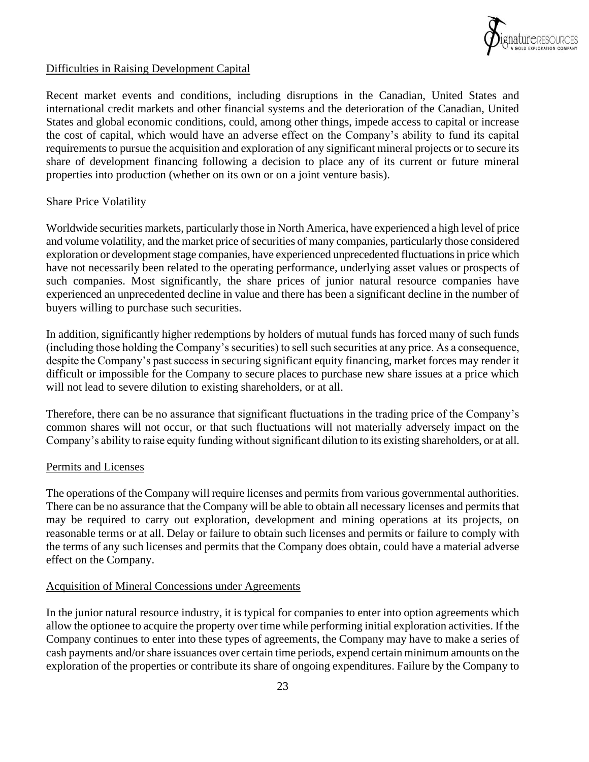### Difficulties in Raising Development Capital

Recent market events and conditions, including disruptions in the Canadian, United States and international credit markets and other financial systems and the deterioration of the Canadian, United States and global economic conditions, could, among other things, impede access to capital or increase the cost of capital, which would have an adverse effect on the Company's ability to fund its capital requirements to pursue the acquisition and exploration of any significant mineral projects or to secure its share of development financing following a decision to place any of its current or future mineral properties into production (whether on its own or on a joint venture basis).

### Share Price Volatility

Worldwide securities markets, particularly those in North America, have experienced a high level of price and volume volatility, and the market price of securities of many companies, particularly those considered exploration or development stage companies, have experienced unprecedented fluctuations in price which have not necessarily been related to the operating performance, underlying asset values or prospects of such companies. Most significantly, the share prices of junior natural resource companies have experienced an unprecedented decline in value and there has been a significant decline in the number of buyers willing to purchase such securities.

In addition, significantly higher redemptions by holders of mutual funds has forced many of such funds (including those holding the Company's securities) to sell such securities at any price. As a consequence, despite the Company's past success in securing significant equity financing, market forces may render it difficult or impossible for the Company to secure places to purchase new share issues at a price which will not lead to severe dilution to existing shareholders, or at all.

Therefore, there can be no assurance that significant fluctuations in the trading price of the Company's common shares will not occur, or that such fluctuations will not materially adversely impact on the Company's ability to raise equity funding without significant dilution to its existing shareholders, or at all.

### Permits and Licenses

The operations of the Company will require licenses and permits from various governmental authorities. There can be no assurance that the Company will be able to obtain all necessary licenses and permits that may be required to carry out exploration, development and mining operations at its projects, on reasonable terms or at all. Delay or failure to obtain such licenses and permits or failure to comply with the terms of any such licenses and permits that the Company does obtain, could have a material adverse effect on the Company.

### Acquisition of Mineral Concessions under Agreements

In the junior natural resource industry, it is typical for companies to enter into option agreements which allow the optionee to acquire the property over time while performing initial exploration activities. If the Company continues to enter into these types of agreements, the Company may have to make a series of cash payments and/or share issuances over certain time periods, expend certain minimum amounts on the exploration of the properties or contribute its share of ongoing expenditures. Failure by the Company to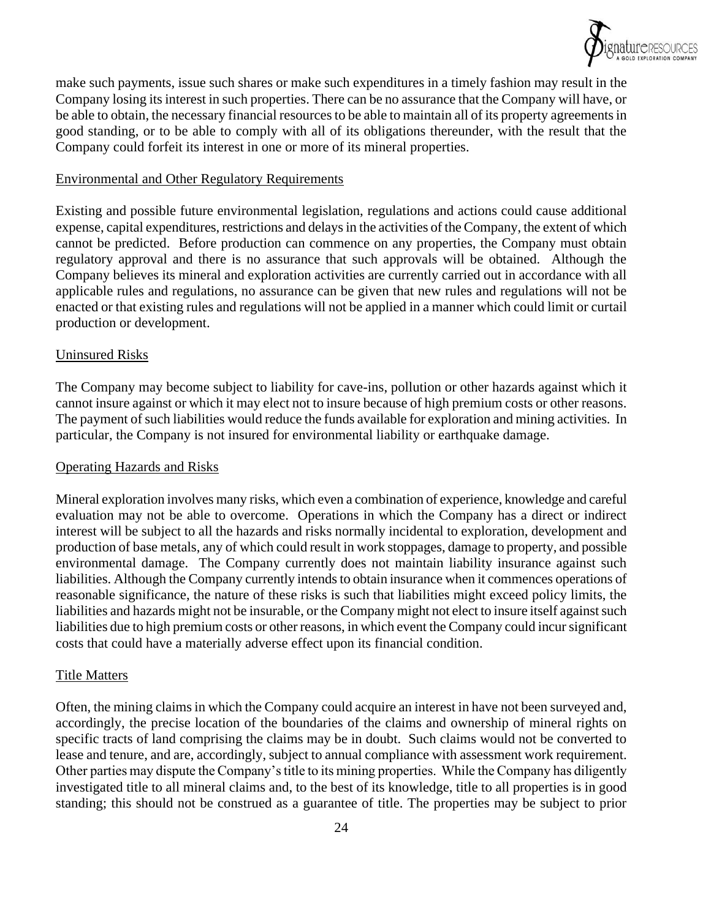make such payments, issue such shares or make such expenditures in a timely fashion may result in the Company losing its interest in such properties. There can be no assurance that the Company will have, or be able to obtain, the necessary financial resources to be able to maintain all of its property agreements in good standing, or to be able to comply with all of its obligations thereunder, with the result that the Company could forfeit its interest in one or more of its mineral properties.

## Environmental and Other Regulatory Requirements

Existing and possible future environmental legislation, regulations and actions could cause additional expense, capital expenditures, restrictions and delays in the activities of the Company, the extent of which cannot be predicted. Before production can commence on any properties, the Company must obtain regulatory approval and there is no assurance that such approvals will be obtained. Although the Company believes its mineral and exploration activities are currently carried out in accordance with all applicable rules and regulations, no assurance can be given that new rules and regulations will not be enacted or that existing rules and regulations will not be applied in a manner which could limit or curtail production or development.

## Uninsured Risks

The Company may become subject to liability for cave-ins, pollution or other hazards against which it cannot insure against or which it may elect not to insure because of high premium costs or other reasons. The payment of such liabilities would reduce the funds available for exploration and mining activities. In particular, the Company is not insured for environmental liability or earthquake damage.

## Operating Hazards and Risks

Mineral exploration involves many risks, which even a combination of experience, knowledge and careful evaluation may not be able to overcome. Operations in which the Company has a direct or indirect interest will be subject to all the hazards and risks normally incidental to exploration, development and production of base metals, any of which could result in work stoppages, damage to property, and possible environmental damage. The Company currently does not maintain liability insurance against such liabilities. Although the Company currently intends to obtain insurance when it commences operations of reasonable significance, the nature of these risks is such that liabilities might exceed policy limits, the liabilities and hazards might not be insurable, or the Company might not elect to insure itself against such liabilities due to high premium costs or other reasons, in which event the Company could incur significant costs that could have a materially adverse effect upon its financial condition.

## Title Matters

Often, the mining claims in which the Company could acquire an interest in have not been surveyed and, accordingly, the precise location of the boundaries of the claims and ownership of mineral rights on specific tracts of land comprising the claims may be in doubt. Such claims would not be converted to lease and tenure, and are, accordingly, subject to annual compliance with assessment work requirement. Other parties may dispute the Company's title to its mining properties. While the Company has diligently investigated title to all mineral claims and, to the best of its knowledge, title to all properties is in good standing; this should not be construed as a guarantee of title. The properties may be subject to prior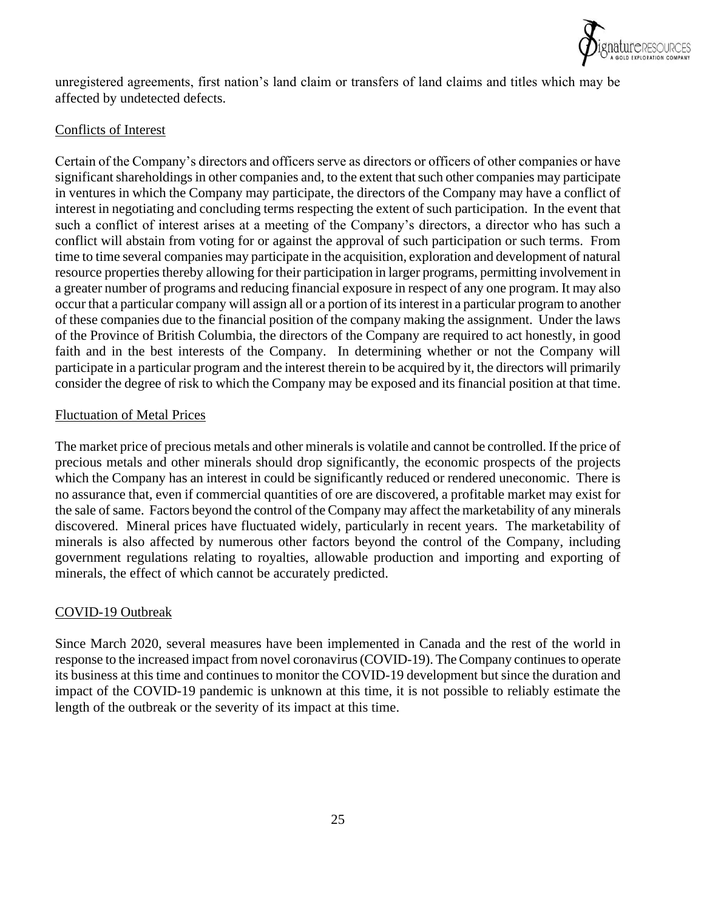unregistered agreements, first nation's land claim or transfers of land claims and titles which may be affected by undetected defects.

<u>Conflicts of Interest</u>

Certain of the Company's directors and officers serve as directors or officers of other companies or have significant shareholdings in other companies and, to the extent that such other companies may participate in ventures in which the Company may participate, the directors of the Company may have a conflict of interest in negotiating and concluding terms respecting the extent of such participation. In the event that such a conflict of interest arises at a meeting of the Company's directors, a director who has such a conflict will abstain from voting for or against the approval of such participation or such terms. From time to time several companies may participate in the acquisition, exploration and development of natural resource properties thereby allowing for their participation in larger programs, permitting involvement in a greater number of programs and reducing financial exposure in respect of any one program. It may also occur that a particular company will assign all or a portion of its interest in a particular program to another of these companies due to the financial position of the company making the assignment. Under the laws of the Province of British Columbia, the directors of the Company are required to act honestly, in good faith and in the best interests of the Company. In determining whether or not the Company will participate in a particular program and the interest therein to be acquired by it, the directors will primarily consider the degree of risk to which the Company may be exposed and its financial position at that time.

<u>Fluctuation of Metal Prices</u>

The market price of precious metals and other minerals is volatile and cannot be controlled. If the price of precious metals and other minerals should drop significantly, the economic prospects of the projects which the Company has an interest in could be significantly reduced or rendered uneconomic. There is no assurance that, even if commercial quantities of ore are discovered, a profitable market may exist for the sale of same. Factors beyond the control of the Company may affect the marketability of any minerals discovered. Mineral prices have fluctuated widely, particularly in recent years. The marketability of minerals is also affected by numerous other factors beyond the control of the Company, including government regulations relating to royalties, allowable production and importing and exporting of minerals, the effect of which cannot be accurately predicted.

<u>COVID-19 Outbreak</u>

Since March 2020, several measures have been implemented in Canada and the rest of the world in response to the increased impact from novel coronavirus (COVID-19). The Company continues to operate its business at this time and continues to monitor the COVID-19 development but since the duration and impact of the COVID-19 pandemic is unknown at this time, it is not possible to reliably estimate the length of the outbreak or the severity of its impact at this time.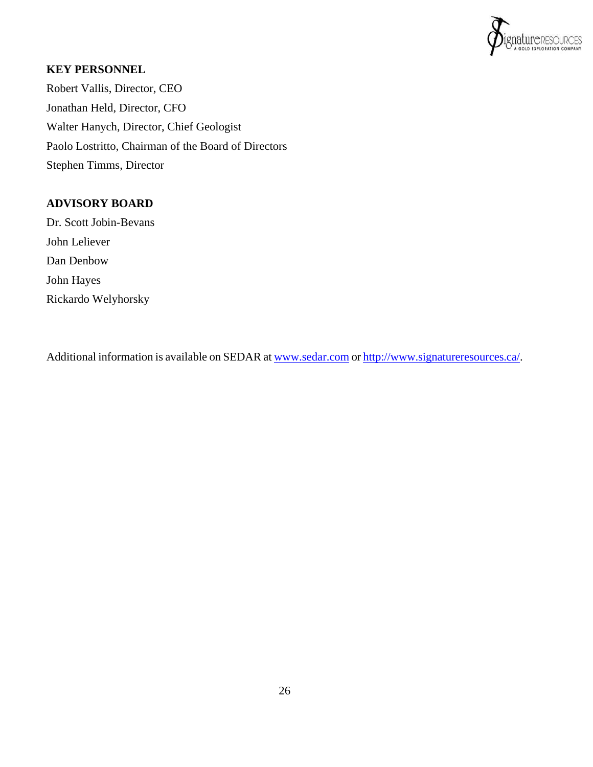**KEY PERSONNEL**

Robert Vallis, Director, CEO

Jonathan Held, Director, CFO

Walter Hanych, Director, Chief Geologist

Paolo Lostritto, Chairman of the Board of Directors

Stephen Timms, Director

**ADVISORY BOARD**

Dr. Scott Jobin-Bevans

John Leliever

Dan Denbow

John Hayes

Rickardo Welyhorsky

Additional information is available on SEDAR at www.sedar.com or http://www.signatureresources.ca/.